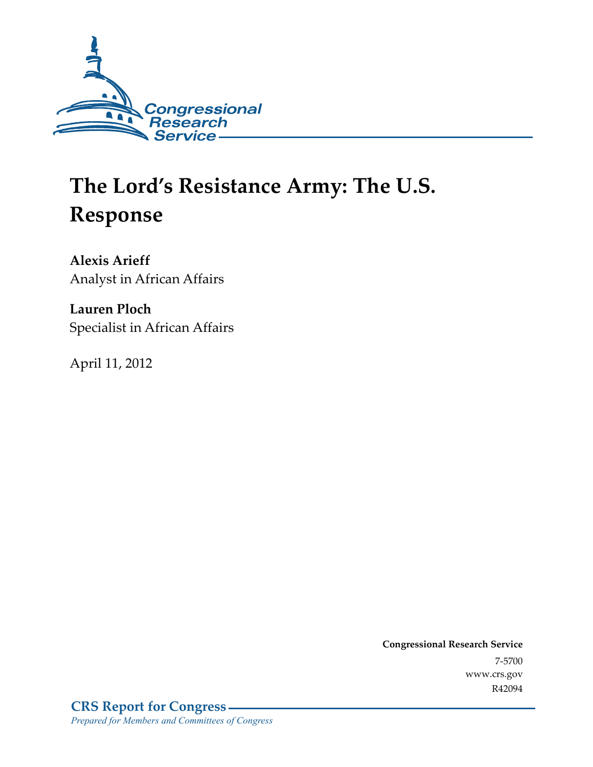Congressional Research Service

# The Lord's Resistance Army: The U.S. Response

**Alexis Arieff**
Analyst in African Affairs

**Lauren Ploch**
Specialist in African Affairs

April 11, 2012

**Congressional Research Service**
7-5700
www.crs.gov
R42094

**CRS Report for Congress**
*Prepared for Members and Committees of Congress*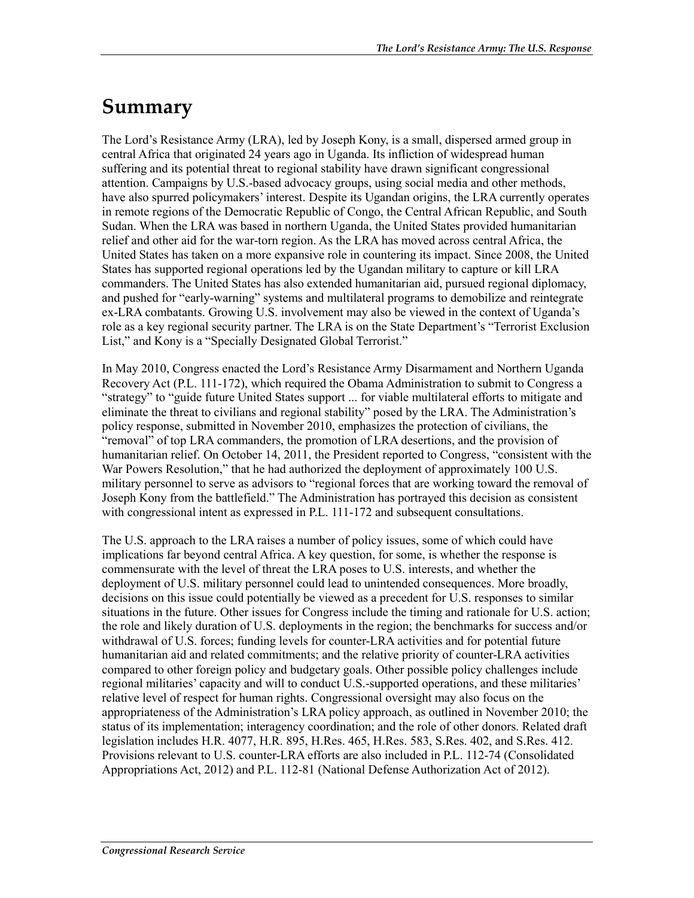# Summary

The Lord's Resistance Army (LRA), led by Joseph Kony, is a small, dispersed armed group in central Africa that originated 24 years ago in Uganda. Its infliction of widespread human suffering and its potential threat to regional stability have drawn significant congressional attention. Campaigns by U.S.-based advocacy groups, using social media and other methods, have also spurred policymakers' interest. Despite its Ugandan origins, the LRA currently operates in remote regions of the Democratic Republic of Congo, the Central African Republic, and South Sudan. When the LRA was based in northern Uganda, the United States provided humanitarian relief and other aid for the war-torn region. As the LRA has moved across central Africa, the United States has taken on a more expansive role in countering its impact. Since 2008, the United States has supported regional operations led by the Ugandan military to capture or kill LRA commanders. The United States has also extended humanitarian aid, pursued regional diplomacy, and pushed for "early-warning" systems and multilateral programs to demobilize and reintegrate ex-LRA combatants. Growing U.S. involvement may also be viewed in the context of Uganda's role as a key regional security partner. The LRA is on the State Department's "Terrorist Exclusion List," and Kony is a "Specially Designated Global Terrorist."

In May 2010, Congress enacted the Lord's Resistance Army Disarmament and Northern Uganda Recovery Act (P.L. 111-172), which required the Obama Administration to submit to Congress a "strategy" to "guide future United States support ... for viable multilateral efforts to mitigate and eliminate the threat to civilians and regional stability" posed by the LRA. The Administration's policy response, submitted in November 2010, emphasizes the protection of civilians, the "removal" of top LRA commanders, the promotion of LRA desertions, and the provision of humanitarian relief. On October 14, 2011, the President reported to Congress, "consistent with the War Powers Resolution," that he had authorized the deployment of approximately 100 U.S. military personnel to serve as advisors to "regional forces that are working toward the removal of Joseph Kony from the battlefield." The Administration has portrayed this decision as consistent with congressional intent as expressed in P.L. 111-172 and subsequent consultations.

The U.S. approach to the LRA raises a number of policy issues, some of which could have implications far beyond central Africa. A key question, for some, is whether the response is commensurate with the level of threat the LRA poses to U.S. interests, and whether the deployment of U.S. military personnel could lead to unintended consequences. More broadly, decisions on this issue could potentially be viewed as a precedent for U.S. responses to similar situations in the future. Other issues for Congress include the timing and rationale for U.S. action; the role and likely duration of U.S. deployments in the region; the benchmarks for success and/or withdrawal of U.S. forces; funding levels for counter-LRA activities and for potential future humanitarian aid and related commitments; and the relative priority of counter-LRA activities compared to other foreign policy and budgetary goals. Other possible policy challenges include regional militaries' capacity and will to conduct U.S.-supported operations, and these militaries' relative level of respect for human rights. Congressional oversight may also focus on the appropriateness of the Administration's LRA policy approach, as outlined in November 2010; the status of its implementation; interagency coordination; and the role of other donors. Related draft legislation includes H.R. 4077, H.R. 895, H.Res. 465, H.Res. 583, S.Res. 402, and S.Res. 412. Provisions relevant to U.S. counter-LRA efforts are also included in P.L. 112-74 (Consolidated Appropriations Act, 2012) and P.L. 112-81 (National Defense Authorization Act of 2012).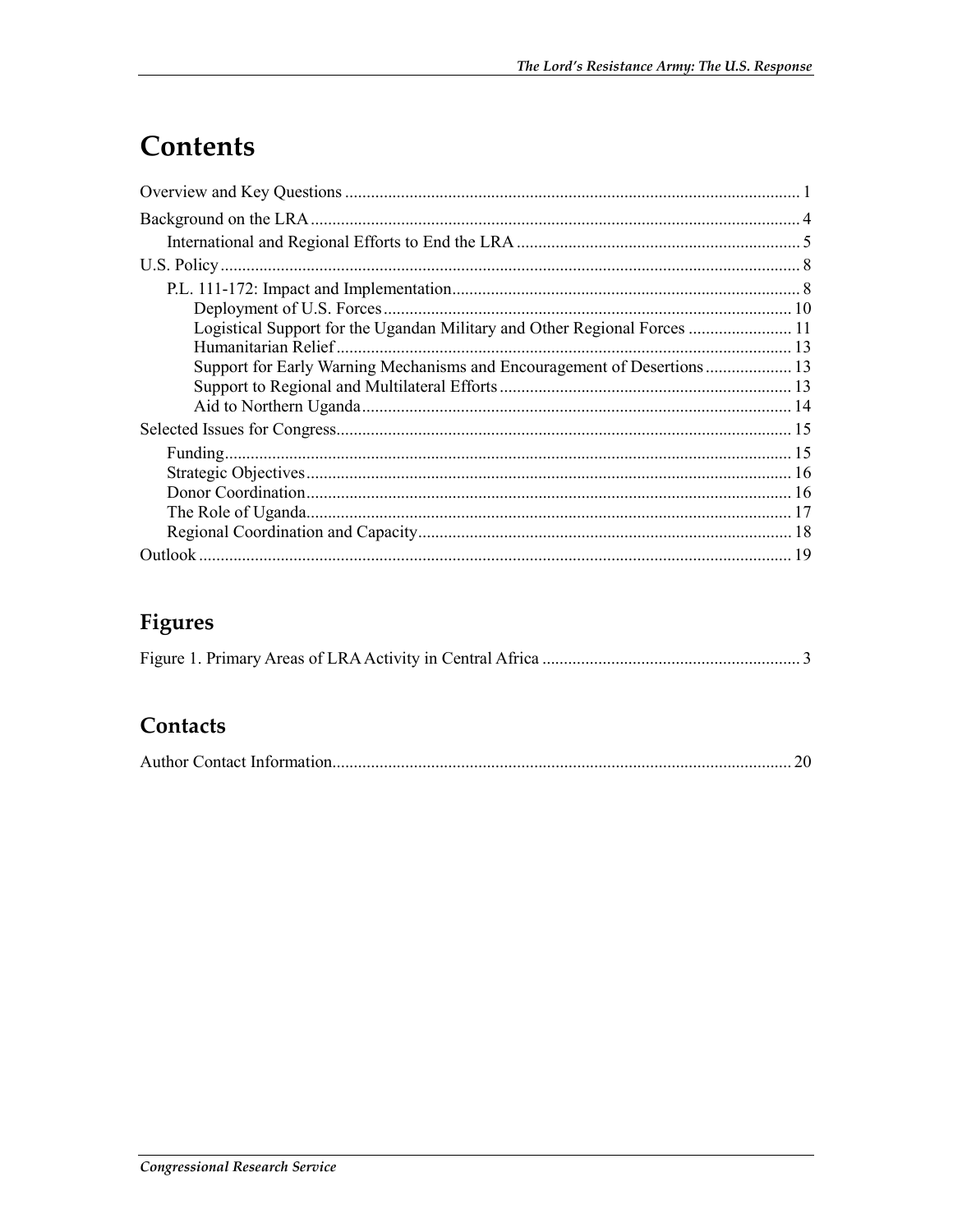# Contents

Overview and Key Questions .......................................................................................................... 1

Background on the LRA ................................................................................................................. 4

International and Regional Efforts to End the LRA .................................................................. 5

U.S. Policy ...................................................................................................................................... 8

P.L. 111-172: Impact and Implementation................................................................................ 8

Deployment of U.S. Forces .............................................................................................. 10

Logistical Support for the Ugandan Military and Other Regional Forces ........................ 11

Humanitarian Relief .......................................................................................................... 13

Support for Early Warning Mechanisms and Encouragement of Desertions .................... 13

Support to Regional and Multilateral Efforts .................................................................... 13

Aid to Northern Uganda .................................................................................................... 14

Selected Issues for Congress.......................................................................................................... 15

Funding .................................................................................................................................... 15

Strategic Objectives ................................................................................................................. 16

Donor Coordination ................................................................................................................. 16

The Role of Uganda ................................................................................................................. 17

Regional Coordination and Capacity ....................................................................................... 18

Outlook .......................................................................................................................................... 19

## Figures

Figure 1. Primary Areas of LRA Activity in Central Africa ............................................................ 3

## Contacts

Author Contact Information........................................................................................................... 20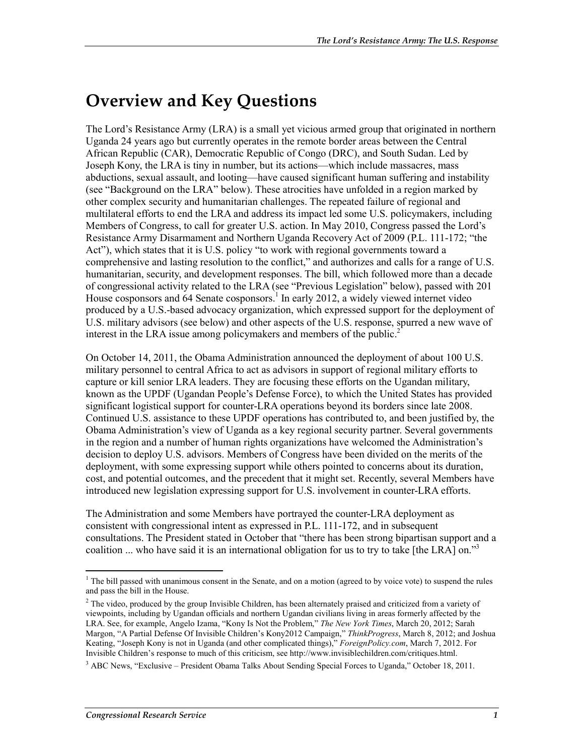# Overview and Key Questions

The Lord's Resistance Army (LRA) is a small yet vicious armed group that originated in northern Uganda 24 years ago but currently operates in the remote border areas between the Central African Republic (CAR), Democratic Republic of Congo (DRC), and South Sudan. Led by Joseph Kony, the LRA is tiny in number, but its actions—which include massacres, mass abductions, sexual assault, and looting—have caused significant human suffering and instability (see "Background on the LRA" below). These atrocities have unfolded in a region marked by other complex security and humanitarian challenges. The repeated failure of regional and multilateral efforts to end the LRA and address its impact led some U.S. policymakers, including Members of Congress, to call for greater U.S. action. In May 2010, Congress passed the Lord's Resistance Army Disarmament and Northern Uganda Recovery Act of 2009 (P.L. 111-172; "the Act"), which states that it is U.S. policy "to work with regional governments toward a comprehensive and lasting resolution to the conflict," and authorizes and calls for a range of U.S. humanitarian, security, and development responses. The bill, which followed more than a decade of congressional activity related to the LRA (see "Previous Legislation" below), passed with 201 House cosponsors and 64 Senate cosponsors.[1] In early 2012, a widely viewed internet video produced by a U.S.-based advocacy organization, which expressed support for the deployment of U.S. military advisors (see below) and other aspects of the U.S. response, spurred a new wave of interest in the LRA issue among policymakers and members of the public.[2]

On October 14, 2011, the Obama Administration announced the deployment of about 100 U.S. military personnel to central Africa to act as advisors in support of regional military efforts to capture or kill senior LRA leaders. They are focusing these efforts on the Ugandan military, known as the UPDF (Ugandan People's Defense Force), to which the United States has provided significant logistical support for counter-LRA operations beyond its borders since late 2008. Continued U.S. assistance to these UPDF operations has contributed to, and been justified by, the Obama Administration's view of Uganda as a key regional security partner. Several governments in the region and a number of human rights organizations have welcomed the Administration's decision to deploy U.S. advisors. Members of Congress have been divided on the merits of the deployment, with some expressing support while others pointed to concerns about its duration, cost, and potential outcomes, and the precedent that it might set. Recently, several Members have introduced new legislation expressing support for U.S. involvement in counter-LRA efforts.

The Administration and some Members have portrayed the counter-LRA deployment as consistent with congressional intent as expressed in P.L. 111-172, and in subsequent consultations. The President stated in October that "there has been strong bipartisan support and a coalition ... who have said it is an international obligation for us to try to take [the LRA] on."[3]

---

[1] The bill passed with unanimous consent in the Senate, and on a motion (agreed to by voice vote) to suspend the rules and pass the bill in the House.

[2] The video, produced by the group Invisible Children, has been alternately praised and criticized from a variety of viewpoints, including by Ugandan officials and northern Ugandan civilians living in areas formerly affected by the LRA. See, for example, Angelo Izama, "Kony Is Not the Problem," *The New York Times*, March 20, 2012; Sarah Margon, "A Partial Defense Of Invisible Children's Kony2012 Campaign," *ThinkProgress*, March 8, 2012; and Joshua Keating, "Joseph Kony is not in Uganda (and other complicated things)," *ForeignPolicy.com*, March 7, 2012. For Invisible Children's response to much of this criticism, see http://www.invisiblechildren.com/critiques.html.

[3] ABC News, "Exclusive – President Obama Talks About Sending Special Forces to Uganda," October 18, 2011.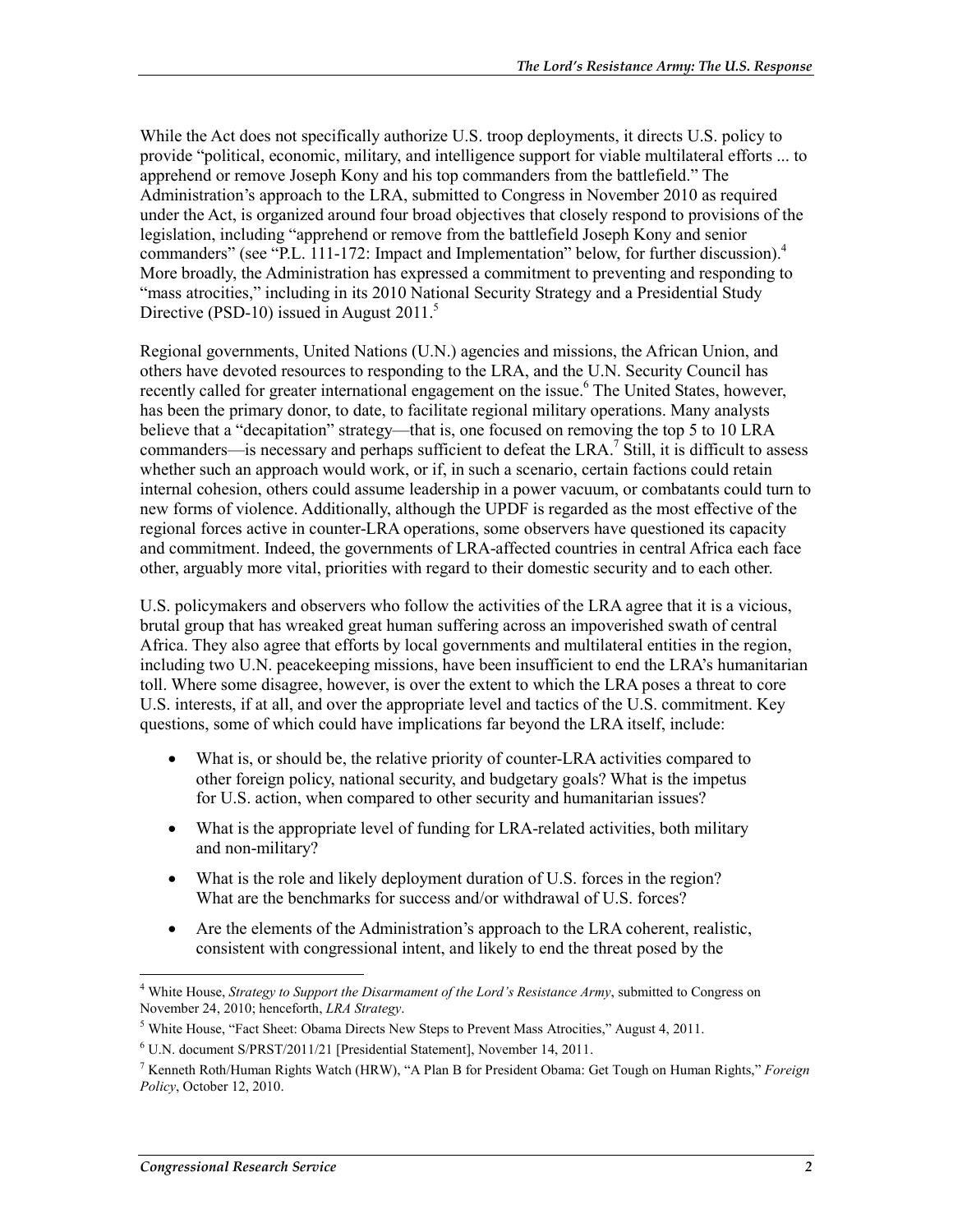While the Act does not specifically authorize U.S. troop deployments, it directs U.S. policy to provide "political, economic, military, and intelligence support for viable multilateral efforts ... to apprehend or remove Joseph Kony and his top commanders from the battlefield." The Administration's approach to the LRA, submitted to Congress in November 2010 as required under the Act, is organized around four broad objectives that closely respond to provisions of the legislation, including "apprehend or remove from the battlefield Joseph Kony and senior commanders" (see "P.L. 111-172: Impact and Implementation" below, for further discussion).[4] More broadly, the Administration has expressed a commitment to preventing and responding to "mass atrocities," including in its 2010 National Security Strategy and a Presidential Study Directive (PSD-10) issued in August 2011.[5]

Regional governments, United Nations (U.N.) agencies and missions, the African Union, and others have devoted resources to responding to the LRA, and the U.N. Security Council has recently called for greater international engagement on the issue.[6] The United States, however, has been the primary donor, to date, to facilitate regional military operations. Many analysts believe that a "decapitation" strategy—that is, one focused on removing the top 5 to 10 LRA commanders—is necessary and perhaps sufficient to defeat the LRA.[7] Still, it is difficult to assess whether such an approach would work, or if, in such a scenario, certain factions could retain internal cohesion, others could assume leadership in a power vacuum, or combatants could turn to new forms of violence. Additionally, although the UPDF is regarded as the most effective of the regional forces active in counter-LRA operations, some observers have questioned its capacity and commitment. Indeed, the governments of LRA-affected countries in central Africa each face other, arguably more vital, priorities with regard to their domestic security and to each other.

U.S. policymakers and observers who follow the activities of the LRA agree that it is a vicious, brutal group that has wreaked great human suffering across an impoverished swath of central Africa. They also agree that efforts by local governments and multilateral entities in the region, including two U.N. peacekeeping missions, have been insufficient to end the LRA's humanitarian toll. Where some disagree, however, is over the extent to which the LRA poses a threat to core U.S. interests, if at all, and over the appropriate level and tactics of the U.S. commitment. Key questions, some of which could have implications far beyond the LRA itself, include:

- What is, or should be, the relative priority of counter-LRA activities compared to other foreign policy, national security, and budgetary goals? What is the impetus for U.S. action, when compared to other security and humanitarian issues?
- What is the appropriate level of funding for LRA-related activities, both military and non-military?
- What is the role and likely deployment duration of U.S. forces in the region? What are the benchmarks for success and/or withdrawal of U.S. forces?
- Are the elements of the Administration's approach to the LRA coherent, realistic, consistent with congressional intent, and likely to end the threat posed by the

[4] White House, *Strategy to Support the Disarmament of the Lord's Resistance Army*, submitted to Congress on November 24, 2010; henceforth, *LRA Strategy*.

[5] White House, "Fact Sheet: Obama Directs New Steps to Prevent Mass Atrocities," August 4, 2011.

[6] U.N. document S/PRST/2011/21 [Presidential Statement], November 14, 2011.

[7] Kenneth Roth/Human Rights Watch (HRW), "A Plan B for President Obama: Get Tough on Human Rights," *Foreign Policy*, October 12, 2010.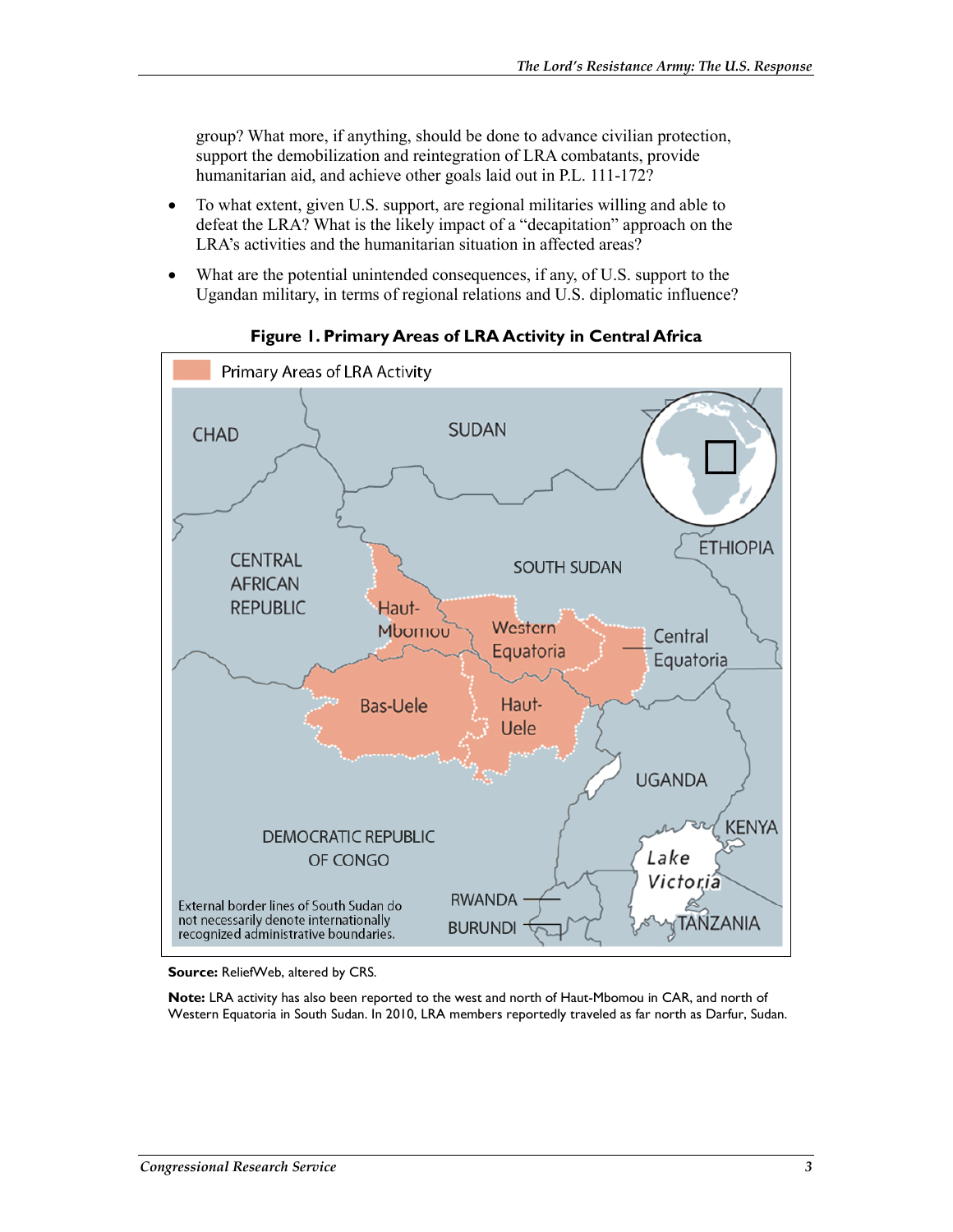group? What more, if anything, should be done to advance civilian protection, support the demobilization and reintegration of LRA combatants, provide humanitarian aid, and achieve other goals laid out in P.L. 111-172?

- To what extent, given U.S. support, are regional militaries willing and able to defeat the LRA? What is the likely impact of a "decapitation" approach on the LRA's activities and the humanitarian situation in affected areas?
- What are the potential unintended consequences, if any, of U.S. support to the Ugandan military, in terms of regional relations and U.S. diplomatic influence?

**Figure 1. Primary Areas of LRA Activity in Central Africa**

**Source:** ReliefWeb, altered by CRS.

**Note:** LRA activity has also been reported to the west and north of Haut-Mbomou in CAR, and north of Western Equatoria in South Sudan. In 2010, LRA members reportedly traveled as far north as Darfur, Sudan.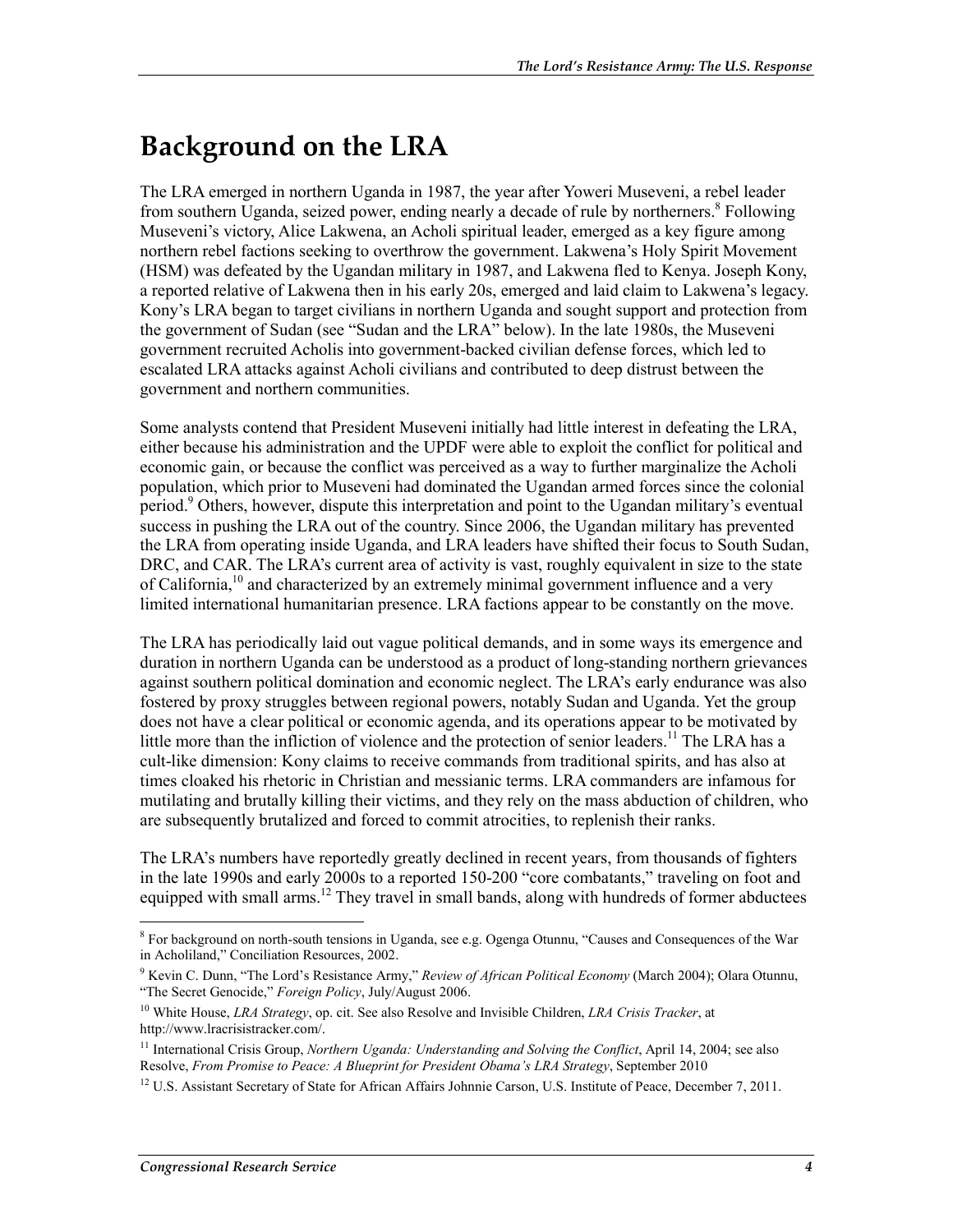# Background on the LRA

The LRA emerged in northern Uganda in 1987, the year after Yoweri Museveni, a rebel leader from southern Uganda, seized power, ending nearly a decade of rule by northerners.[8] Following Museveni's victory, Alice Lakwena, an Acholi spiritual leader, emerged as a key figure among northern rebel factions seeking to overthrow the government. Lakwena's Holy Spirit Movement (HSM) was defeated by the Ugandan military in 1987, and Lakwena fled to Kenya. Joseph Kony, a reported relative of Lakwena then in his early 20s, emerged and laid claim to Lakwena's legacy. Kony's LRA began to target civilians in northern Uganda and sought support and protection from the government of Sudan (see "Sudan and the LRA" below). In the late 1980s, the Museveni government recruited Acholis into government-backed civilian defense forces, which led to escalated LRA attacks against Acholi civilians and contributed to deep distrust between the government and northern communities.

Some analysts contend that President Museveni initially had little interest in defeating the LRA, either because his administration and the UPDF were able to exploit the conflict for political and economic gain, or because the conflict was perceived as a way to further marginalize the Acholi population, which prior to Museveni had dominated the Ugandan armed forces since the colonial period.[9] Others, however, dispute this interpretation and point to the Ugandan military's eventual success in pushing the LRA out of the country. Since 2006, the Ugandan military has prevented the LRA from operating inside Uganda, and LRA leaders have shifted their focus to South Sudan, DRC, and CAR. The LRA's current area of activity is vast, roughly equivalent in size to the state of California,[10] and characterized by an extremely minimal government influence and a very limited international humanitarian presence. LRA factions appear to be constantly on the move.

The LRA has periodically laid out vague political demands, and in some ways its emergence and duration in northern Uganda can be understood as a product of long-standing northern grievances against southern political domination and economic neglect. The LRA's early endurance was also fostered by proxy struggles between regional powers, notably Sudan and Uganda. Yet the group does not have a clear political or economic agenda, and its operations appear to be motivated by little more than the infliction of violence and the protection of senior leaders.[11] The LRA has a cult-like dimension: Kony claims to receive commands from traditional spirits, and has also at times cloaked his rhetoric in Christian and messianic terms. LRA commanders are infamous for mutilating and brutally killing their victims, and they rely on the mass abduction of children, who are subsequently brutalized and forced to commit atrocities, to replenish their ranks.

The LRA's numbers have reportedly greatly declined in recent years, from thousands of fighters in the late 1990s and early 2000s to a reported 150-200 "core combatants," traveling on foot and equipped with small arms.[12] They travel in small bands, along with hundreds of former abductees

---

[8] For background on north-south tensions in Uganda, see e.g. Ogenga Otunnu, "Causes and Consequences of the War in Acholiland," Conciliation Resources, 2002.

[9] Kevin C. Dunn, "The Lord's Resistance Army," *Review of African Political Economy* (March 2004); Olara Otunnu, "The Secret Genocide," *Foreign Policy*, July/August 2006.

[10] White House, *LRA Strategy*, op. cit. See also Resolve and Invisible Children, *LRA Crisis Tracker*, at http://www.lracrisistracker.com/.

[11] International Crisis Group, *Northern Uganda: Understanding and Solving the Conflict*, April 14, 2004; see also Resolve, *From Promise to Peace: A Blueprint for President Obama's LRA Strategy*, September 2010

[12] U.S. Assistant Secretary of State for African Affairs Johnnie Carson, U.S. Institute of Peace, December 7, 2011.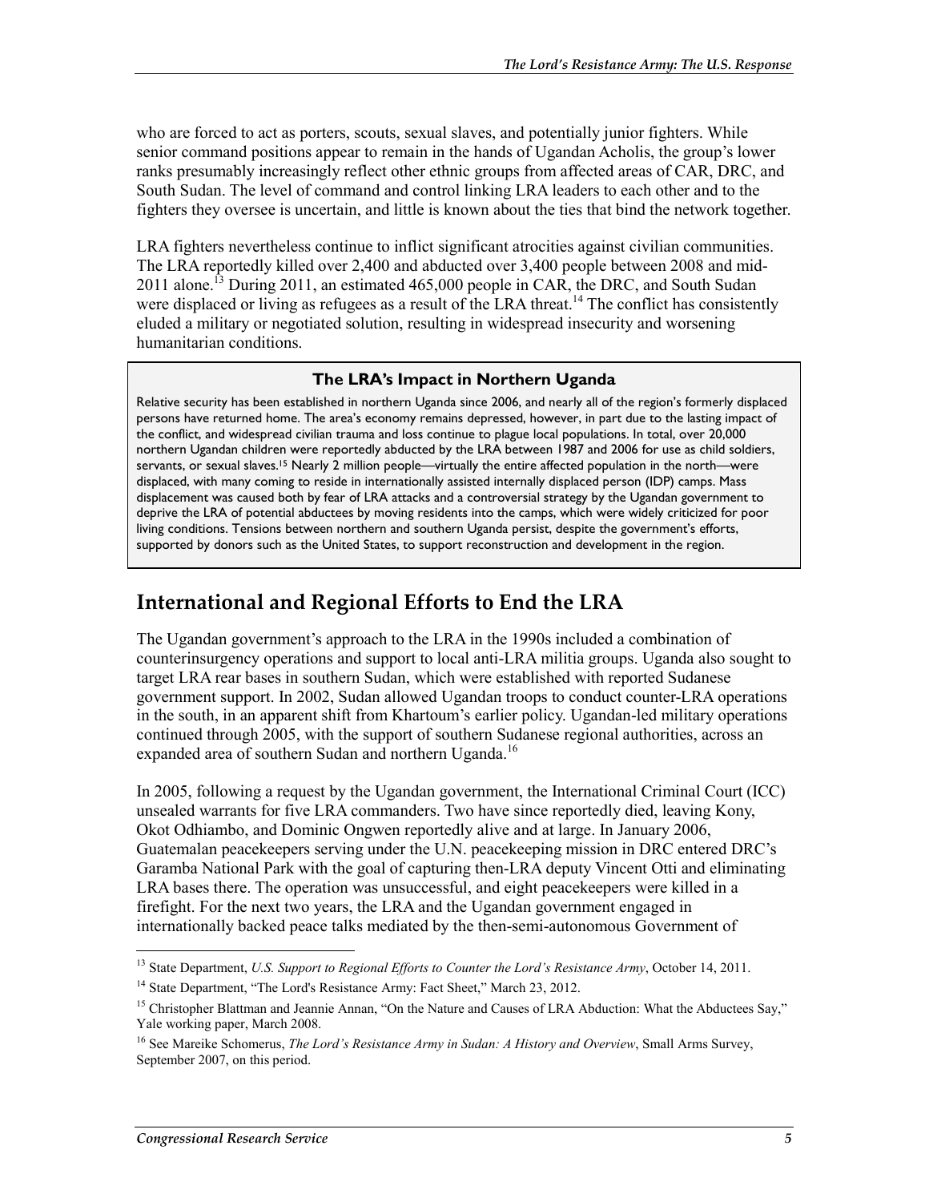who are forced to act as porters, scouts, sexual slaves, and potentially junior fighters. While senior command positions appear to remain in the hands of Ugandan Acholis, the group's lower ranks presumably increasingly reflect other ethnic groups from affected areas of CAR, DRC, and South Sudan. The level of command and control linking LRA leaders to each other and to the fighters they oversee is uncertain, and little is known about the ties that bind the network together.

LRA fighters nevertheless continue to inflict significant atrocities against civilian communities. The LRA reportedly killed over 2,400 and abducted over 3,400 people between 2008 and mid-2011 alone.[13] During 2011, an estimated 465,000 people in CAR, the DRC, and South Sudan were displaced or living as refugees as a result of the LRA threat.[14] The conflict has consistently eluded a military or negotiated solution, resulting in widespread insecurity and worsening humanitarian conditions.

> **The LRA's Impact in Northern Uganda**
>
> Relative security has been established in northern Uganda since 2006, and nearly all of the region's formerly displaced persons have returned home. The area's economy remains depressed, however, in part due to the lasting impact of the conflict, and widespread civilian trauma and loss continue to plague local populations. In total, over 20,000 northern Ugandan children were reportedly abducted by the LRA between 1987 and 2006 for use as child soldiers, servants, or sexual slaves.[15] Nearly 2 million people—virtually the entire affected population in the north—were displaced, with many coming to reside in internationally assisted internally displaced person (IDP) camps. Mass displacement was caused both by fear of LRA attacks and a controversial strategy by the Ugandan government to deprive the LRA of potential abductees by moving residents into the camps, which were widely criticized for poor living conditions. Tensions between northern and southern Uganda persist, despite the government's efforts, supported by donors such as the United States, to support reconstruction and development in the region.

## International and Regional Efforts to End the LRA

The Ugandan government's approach to the LRA in the 1990s included a combination of counterinsurgency operations and support to local anti-LRA militia groups. Uganda also sought to target LRA rear bases in southern Sudan, which were established with reported Sudanese government support. In 2002, Sudan allowed Ugandan troops to conduct counter-LRA operations in the south, in an apparent shift from Khartoum's earlier policy. Ugandan-led military operations continued through 2005, with the support of southern Sudanese regional authorities, across an expanded area of southern Sudan and northern Uganda.[16]

In 2005, following a request by the Ugandan government, the International Criminal Court (ICC) unsealed warrants for five LRA commanders. Two have since reportedly died, leaving Kony, Okot Odhiambo, and Dominic Ongwen reportedly alive and at large. In January 2006, Guatemalan peacekeepers serving under the U.N. peacekeeping mission in DRC entered DRC's Garamba National Park with the goal of capturing then-LRA deputy Vincent Otti and eliminating LRA bases there. The operation was unsuccessful, and eight peacekeepers were killed in a firefight. For the next two years, the LRA and the Ugandan government engaged in internationally backed peace talks mediated by the then-semi-autonomous Government of

---

[13] State Department, *U.S. Support to Regional Efforts to Counter the Lord's Resistance Army*, October 14, 2011.

[14] State Department, "The Lord's Resistance Army: Fact Sheet," March 23, 2012.

[15] Christopher Blattman and Jeannie Annan, "On the Nature and Causes of LRA Abduction: What the Abductees Say," Yale working paper, March 2008.

[16] See Mareike Schomerus, *The Lord's Resistance Army in Sudan: A History and Overview*, Small Arms Survey, September 2007, on this period.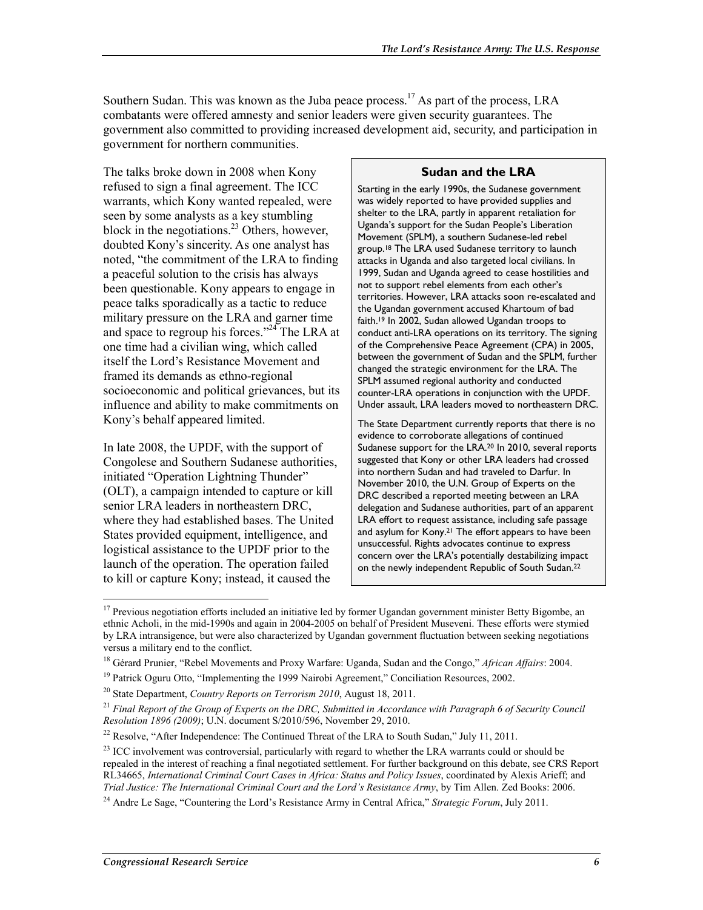Southern Sudan. This was known as the Juba peace process.[17] As part of the process, LRA combatants were offered amnesty and senior leaders were given security guarantees. The government also committed to providing increased development aid, security, and participation in government for northern communities.

The talks broke down in 2008 when Kony refused to sign a final agreement. The ICC warrants, which Kony wanted repealed, were seen by some analysts as a key stumbling block in the negotiations.[23] Others, however, doubted Kony's sincerity. As one analyst has noted, "the commitment of the LRA to finding a peaceful solution to the crisis has always been questionable. Kony appears to engage in peace talks sporadically as a tactic to reduce military pressure on the LRA and garner time and space to regroup his forces."[24] The LRA at one time had a civilian wing, which called itself the Lord's Resistance Movement and framed its demands as ethno-regional socioeconomic and political grievances, but its influence and ability to make commitments on Kony's behalf appeared limited.

In late 2008, the UPDF, with the support of Congolese and Southern Sudanese authorities, initiated "Operation Lightning Thunder" (OLT), a campaign intended to capture or kill senior LRA leaders in northeastern DRC, where they had established bases. The United States provided equipment, intelligence, and logistical assistance to the UPDF prior to the launch of the operation. The operation failed to kill or capture Kony; instead, it caused the

### Sudan and the LRA

Starting in the early 1990s, the Sudanese government was widely reported to have provided supplies and shelter to the LRA, partly in apparent retaliation for Uganda's support for the Sudan People's Liberation Movement (SPLM), a southern Sudanese-led rebel group.[18] The LRA used Sudanese territory to launch attacks in Uganda and also targeted local civilians. In 1999, Sudan and Uganda agreed to cease hostilities and not to support rebel elements from each other's territories. However, LRA attacks soon re-escalated and the Ugandan government accused Khartoum of bad faith.[19] In 2002, Sudan allowed Ugandan troops to conduct anti-LRA operations on its territory. The signing of the Comprehensive Peace Agreement (CPA) in 2005, between the government of Sudan and the SPLM, further changed the strategic environment for the LRA. The SPLM assumed regional authority and conducted counter-LRA operations in conjunction with the UPDF. Under assault, LRA leaders moved to northeastern DRC.

The State Department currently reports that there is no evidence to corroborate allegations of continued Sudanese support for the LRA.[20] In 2010, several reports suggested that Kony or other LRA leaders had crossed into northern Sudan and had traveled to Darfur. In November 2010, the U.N. Group of Experts on the DRC described a reported meeting between an LRA delegation and Sudanese authorities, part of an apparent LRA effort to request assistance, including safe passage and asylum for Kony.[21] The effort appears to have been unsuccessful. Rights advocates continue to express concern over the LRA's potentially destabilizing impact on the newly independent Republic of South Sudan.[22]

---

[17] Previous negotiation efforts included an initiative led by former Ugandan government minister Betty Bigombe, an ethnic Acholi, in the mid-1990s and again in 2004-2005 on behalf of President Museveni. These efforts were stymied by LRA intransigence, but were also characterized by Ugandan government fluctuation between seeking negotiations versus a military end to the conflict.

[18] Gérard Prunier, "Rebel Movements and Proxy Warfare: Uganda, Sudan and the Congo," *African Affairs*: 2004.

[19] Patrick Oguru Otto, "Implementing the 1999 Nairobi Agreement," Conciliation Resources, 2002.

[20] State Department, *Country Reports on Terrorism 2010*, August 18, 2011.

[21] *Final Report of the Group of Experts on the DRC, Submitted in Accordance with Paragraph 6 of Security Council Resolution 1896 (2009)*; U.N. document S/2010/596, November 29, 2010.

[22] Resolve, "After Independence: The Continued Threat of the LRA to South Sudan," July 11, 2011.

[23] ICC involvement was controversial, particularly with regard to whether the LRA warrants could or should be repealed in the interest of reaching a final negotiated settlement. For further background on this debate, see CRS Report RL34665, *International Criminal Court Cases in Africa: Status and Policy Issues*, coordinated by Alexis Arieff; and *Trial Justice: The International Criminal Court and the Lord's Resistance Army*, by Tim Allen. Zed Books: 2006.

[24] Andre Le Sage, "Countering the Lord's Resistance Army in Central Africa," *Strategic Forum*, July 2011.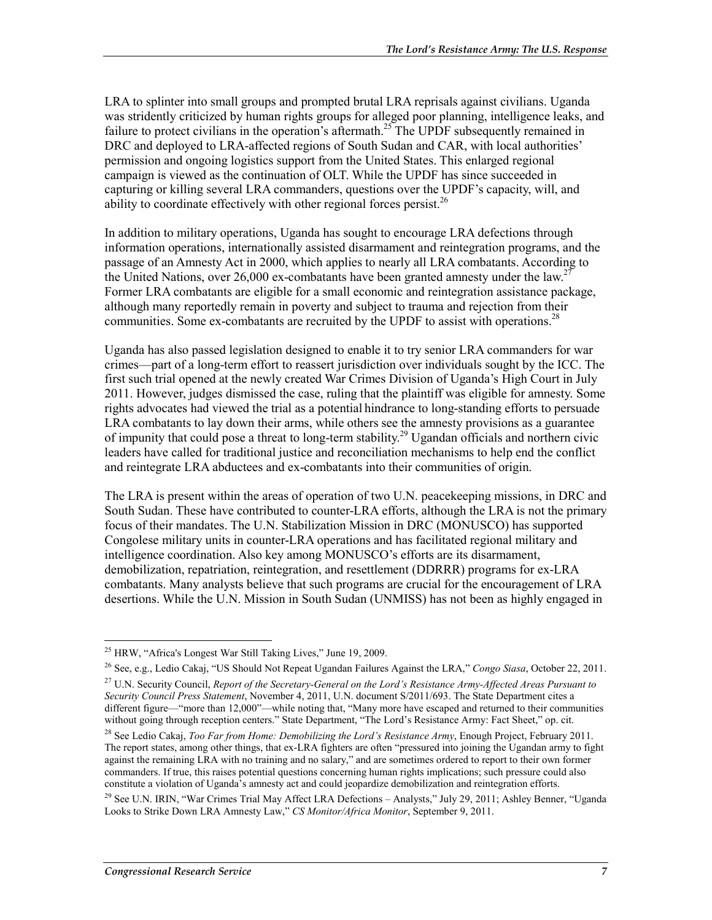LRA to splinter into small groups and prompted brutal LRA reprisals against civilians. Uganda was stridently criticized by human rights groups for alleged poor planning, intelligence leaks, and failure to protect civilians in the operation's aftermath.[25] The UPDF subsequently remained in DRC and deployed to LRA-affected regions of South Sudan and CAR, with local authorities' permission and ongoing logistics support from the United States. This enlarged regional campaign is viewed as the continuation of OLT. While the UPDF has since succeeded in capturing or killing several LRA commanders, questions over the UPDF's capacity, will, and ability to coordinate effectively with other regional forces persist.[26]

In addition to military operations, Uganda has sought to encourage LRA defections through information operations, internationally assisted disarmament and reintegration programs, and the passage of an Amnesty Act in 2000, which applies to nearly all LRA combatants. According to the United Nations, over 26,000 ex-combatants have been granted amnesty under the law.[27] Former LRA combatants are eligible for a small economic and reintegration assistance package, although many reportedly remain in poverty and subject to trauma and rejection from their communities. Some ex-combatants are recruited by the UPDF to assist with operations.[28]

Uganda has also passed legislation designed to enable it to try senior LRA commanders for war crimes—part of a long-term effort to reassert jurisdiction over individuals sought by the ICC. The first such trial opened at the newly created War Crimes Division of Uganda's High Court in July 2011. However, judges dismissed the case, ruling that the plaintiff was eligible for amnesty. Some rights advocates had viewed the trial as a potential hindrance to long-standing efforts to persuade LRA combatants to lay down their arms, while others see the amnesty provisions as a guarantee of impunity that could pose a threat to long-term stability.[29] Ugandan officials and northern civic leaders have called for traditional justice and reconciliation mechanisms to help end the conflict and reintegrate LRA abductees and ex-combatants into their communities of origin.

The LRA is present within the areas of operation of two U.N. peacekeeping missions, in DRC and South Sudan. These have contributed to counter-LRA efforts, although the LRA is not the primary focus of their mandates. The U.N. Stabilization Mission in DRC (MONUSCO) has supported Congolese military units in counter-LRA operations and has facilitated regional military and intelligence coordination. Also key among MONUSCO's efforts are its disarmament, demobilization, repatriation, reintegration, and resettlement (DDRRR) programs for ex-LRA combatants. Many analysts believe that such programs are crucial for the encouragement of LRA desertions. While the U.N. Mission in South Sudan (UNMISS) has not been as highly engaged in

---

[25] HRW, "Africa's Longest War Still Taking Lives," June 19, 2009.

[26] See, e.g., Ledio Cakaj, "US Should Not Repeat Ugandan Failures Against the LRA," *Congo Siasa*, October 22, 2011.

[27] U.N. Security Council, *Report of the Secretary-General on the Lord's Resistance Army-Affected Areas Pursuant to Security Council Press Statement*, November 4, 2011, U.N. document S/2011/693. The State Department cites a different figure—"more than 12,000"—while noting that, "Many more have escaped and returned to their communities without going through reception centers." State Department, "The Lord's Resistance Army: Fact Sheet," op. cit.

[28] See Ledio Cakaj, *Too Far from Home: Demobilizing the Lord's Resistance Army*, Enough Project, February 2011. The report states, among other things, that ex-LRA fighters are often "pressured into joining the Ugandan army to fight against the remaining LRA with no training and no salary," and are sometimes ordered to report to their own former commanders. If true, this raises potential questions concerning human rights implications; such pressure could also constitute a violation of Uganda's amnesty act and could jeopardize demobilization and reintegration efforts.

[29] See U.N. IRIN, "War Crimes Trial May Affect LRA Defections – Analysts," July 29, 2011; Ashley Benner, "Uganda Looks to Strike Down LRA Amnesty Law," *CS Monitor/Africa Monitor*, September 9, 2011.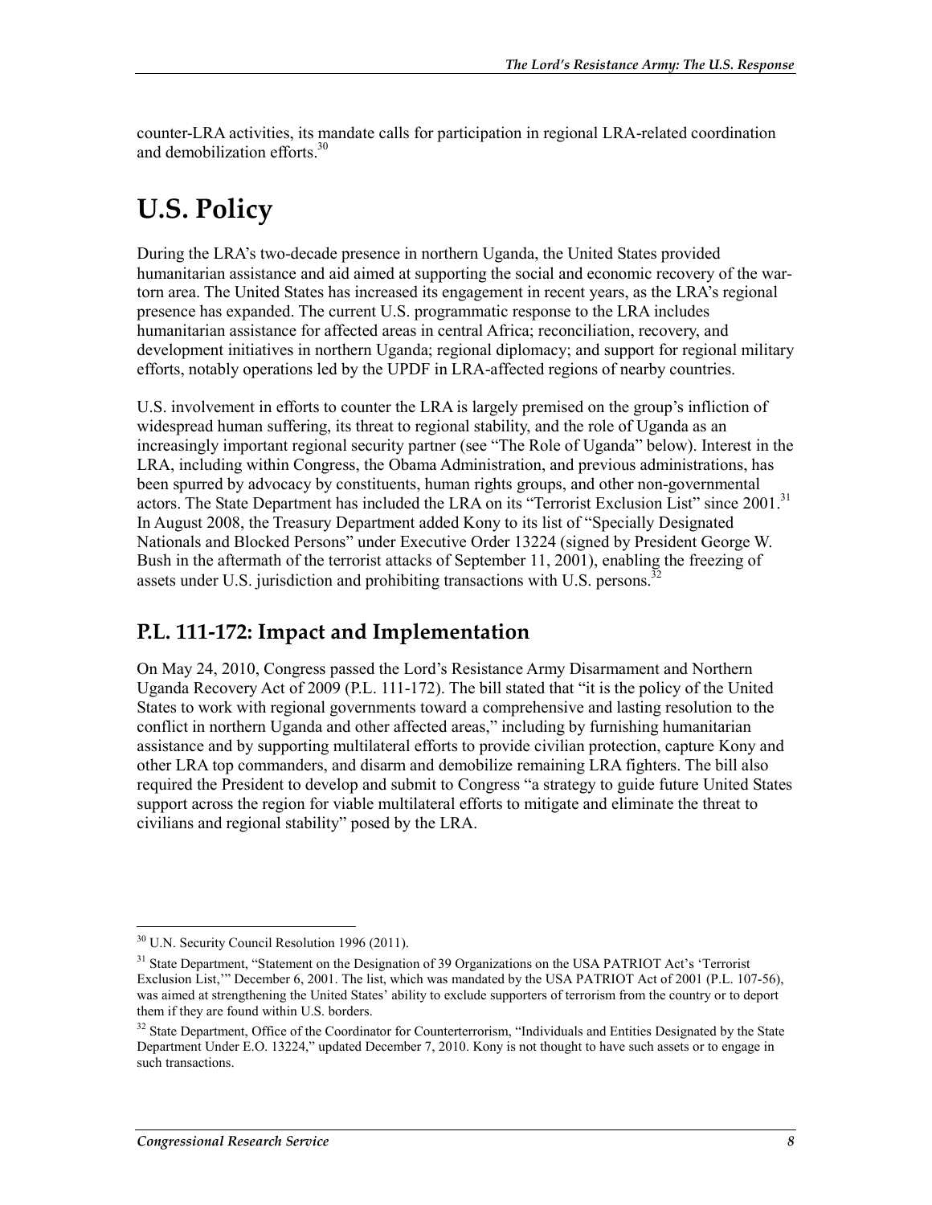counter-LRA activities, its mandate calls for participation in regional LRA-related coordination and demobilization efforts.[30]

# U.S. Policy

During the LRA's two-decade presence in northern Uganda, the United States provided humanitarian assistance and aid aimed at supporting the social and economic recovery of the war-torn area. The United States has increased its engagement in recent years, as the LRA's regional presence has expanded. The current U.S. programmatic response to the LRA includes humanitarian assistance for affected areas in central Africa; reconciliation, recovery, and development initiatives in northern Uganda; regional diplomacy; and support for regional military efforts, notably operations led by the UPDF in LRA-affected regions of nearby countries.

U.S. involvement in efforts to counter the LRA is largely premised on the group's infliction of widespread human suffering, its threat to regional stability, and the role of Uganda as an increasingly important regional security partner (see "The Role of Uganda" below). Interest in the LRA, including within Congress, the Obama Administration, and previous administrations, has been spurred by advocacy by constituents, human rights groups, and other non-governmental actors. The State Department has included the LRA on its "Terrorist Exclusion List" since 2001.[31] In August 2008, the Treasury Department added Kony to its list of "Specially Designated Nationals and Blocked Persons" under Executive Order 13224 (signed by President George W. Bush in the aftermath of the terrorist attacks of September 11, 2001), enabling the freezing of assets under U.S. jurisdiction and prohibiting transactions with U.S. persons.[32]

## P.L. 111-172: Impact and Implementation

On May 24, 2010, Congress passed the Lord's Resistance Army Disarmament and Northern Uganda Recovery Act of 2009 (P.L. 111-172). The bill stated that "it is the policy of the United States to work with regional governments toward a comprehensive and lasting resolution to the conflict in northern Uganda and other affected areas," including by furnishing humanitarian assistance and by supporting multilateral efforts to provide civilian protection, capture Kony and other LRA top commanders, and disarm and demobilize remaining LRA fighters. The bill also required the President to develop and submit to Congress "a strategy to guide future United States support across the region for viable multilateral efforts to mitigate and eliminate the threat to civilians and regional stability" posed by the LRA.

---

[30] U.N. Security Council Resolution 1996 (2011).

[31] State Department, "Statement on the Designation of 39 Organizations on the USA PATRIOT Act's 'Terrorist Exclusion List,'" December 6, 2001. The list, which was mandated by the USA PATRIOT Act of 2001 (P.L. 107-56), was aimed at strengthening the United States' ability to exclude supporters of terrorism from the country or to deport them if they are found within U.S. borders.

[32] State Department, Office of the Coordinator for Counterterrorism, "Individuals and Entities Designated by the State Department Under E.O. 13224," updated December 7, 2010. Kony is not thought to have such assets or to engage in such transactions.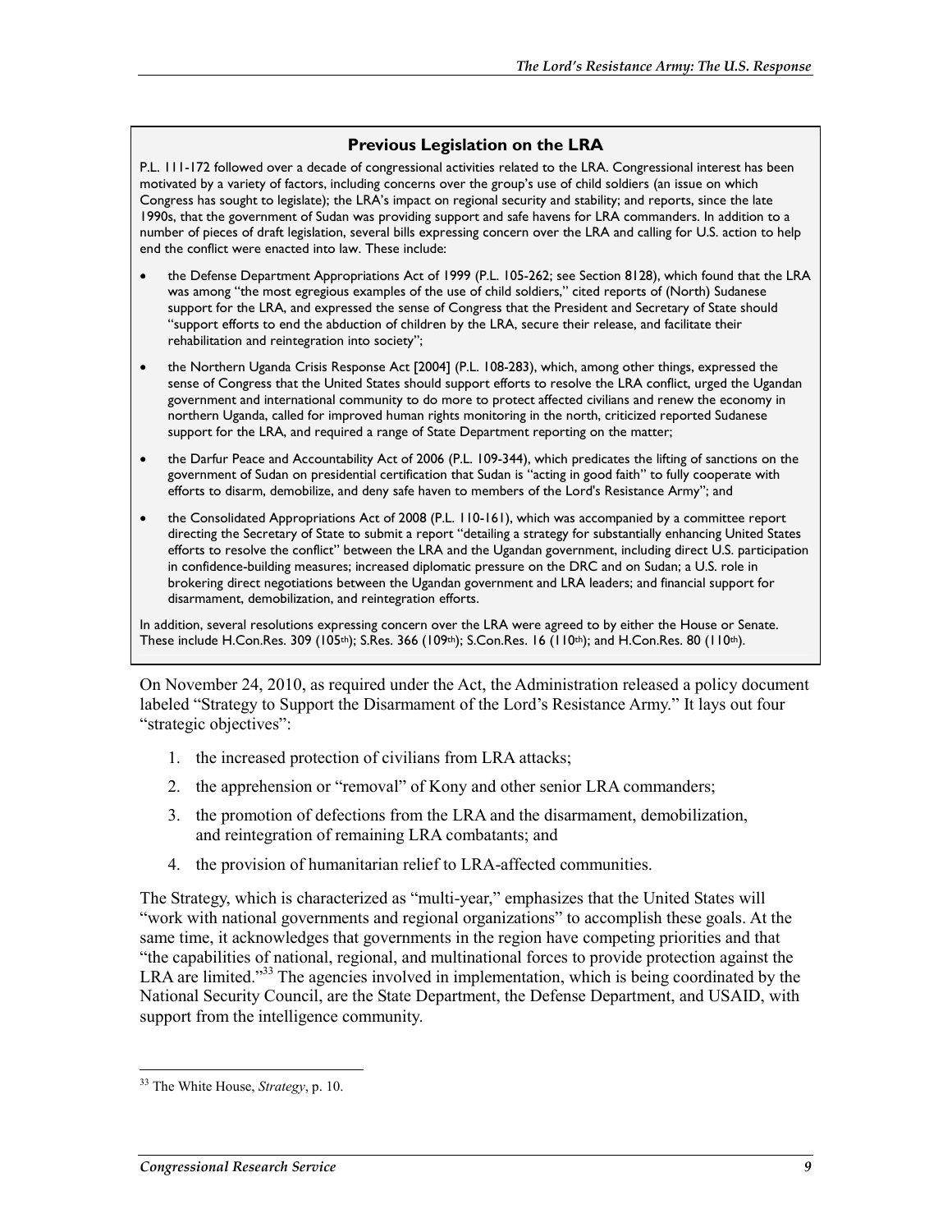### Previous Legislation on the LRA

P.L. 111-172 followed over a decade of congressional activities related to the LRA. Congressional interest has been motivated by a variety of factors, including concerns over the group's use of child soldiers (an issue on which Congress has sought to legislate); the LRA's impact on regional security and stability; and reports, since the late 1990s, that the government of Sudan was providing support and safe havens for LRA commanders. In addition to a number of pieces of draft legislation, several bills expressing concern over the LRA and calling for U.S. action to help end the conflict were enacted into law. These include:

- the Defense Department Appropriations Act of 1999 (P.L. 105-262; see Section 8128), which found that the LRA was among "the most egregious examples of the use of child soldiers," cited reports of (North) Sudanese support for the LRA, and expressed the sense of Congress that the President and Secretary of State should "support efforts to end the abduction of children by the LRA, secure their release, and facilitate their rehabilitation and reintegration into society";
- the Northern Uganda Crisis Response Act [2004] (P.L. 108-283), which, among other things, expressed the sense of Congress that the United States should support efforts to resolve the LRA conflict, urged the Ugandan government and international community to do more to protect affected civilians and renew the economy in northern Uganda, called for improved human rights monitoring in the north, criticized reported Sudanese support for the LRA, and required a range of State Department reporting on the matter;
- the Darfur Peace and Accountability Act of 2006 (P.L. 109-344), which predicates the lifting of sanctions on the government of Sudan on presidential certification that Sudan is "acting in good faith" to fully cooperate with efforts to disarm, demobilize, and deny safe haven to members of the Lord's Resistance Army"; and
- the Consolidated Appropriations Act of 2008 (P.L. 110-161), which was accompanied by a committee report directing the Secretary of State to submit a report "detailing a strategy for substantially enhancing United States efforts to resolve the conflict" between the LRA and the Ugandan government, including direct U.S. participation in confidence-building measures; increased diplomatic pressure on the DRC and on Sudan; a U.S. role in brokering direct negotiations between the Ugandan government and LRA leaders; and financial support for disarmament, demobilization, and reintegration efforts.

In addition, several resolutions expressing concern over the LRA were agreed to by either the House or Senate. These include H.Con.Res. 309 (105th); S.Res. 366 (109th); S.Con.Res. 16 (110th); and H.Con.Res. 80 (110th).

On November 24, 2010, as required under the Act, the Administration released a policy document labeled "Strategy to Support the Disarmament of the Lord's Resistance Army." It lays out four "strategic objectives":

1. the increased protection of civilians from LRA attacks;
2. the apprehension or "removal" of Kony and other senior LRA commanders;
3. the promotion of defections from the LRA and the disarmament, demobilization, and reintegration of remaining LRA combatants; and
4. the provision of humanitarian relief to LRA-affected communities.

The Strategy, which is characterized as "multi-year," emphasizes that the United States will "work with national governments and regional organizations" to accomplish these goals. At the same time, it acknowledges that governments in the region have competing priorities and that "the capabilities of national, regional, and multinational forces to provide protection against the LRA are limited."[33] The agencies involved in implementation, which is being coordinated by the National Security Council, are the State Department, the Defense Department, and USAID, with support from the intelligence community.

[33] The White House, *Strategy*, p. 10.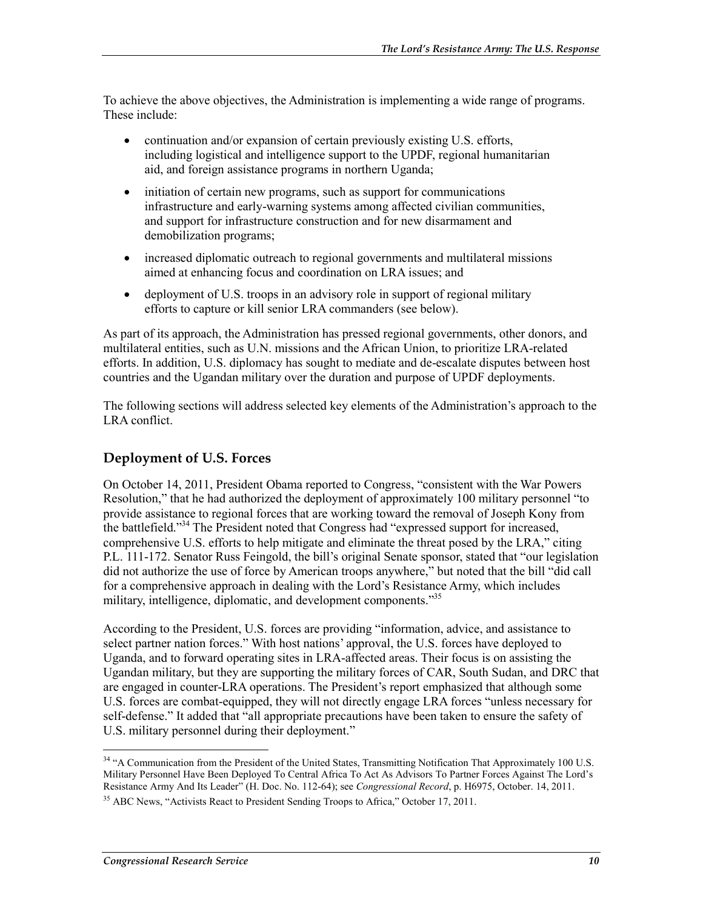To achieve the above objectives, the Administration is implementing a wide range of programs. These include:

- continuation and/or expansion of certain previously existing U.S. efforts, including logistical and intelligence support to the UPDF, regional humanitarian aid, and foreign assistance programs in northern Uganda;
- initiation of certain new programs, such as support for communications infrastructure and early-warning systems among affected civilian communities, and support for infrastructure construction and for new disarmament and demobilization programs;
- increased diplomatic outreach to regional governments and multilateral missions aimed at enhancing focus and coordination on LRA issues; and
- deployment of U.S. troops in an advisory role in support of regional military efforts to capture or kill senior LRA commanders (see below).

As part of its approach, the Administration has pressed regional governments, other donors, and multilateral entities, such as U.N. missions and the African Union, to prioritize LRA-related efforts. In addition, U.S. diplomacy has sought to mediate and de-escalate disputes between host countries and the Ugandan military over the duration and purpose of UPDF deployments.

The following sections will address selected key elements of the Administration's approach to the LRA conflict.

## Deployment of U.S. Forces

On October 14, 2011, President Obama reported to Congress, "consistent with the War Powers Resolution," that he had authorized the deployment of approximately 100 military personnel "to provide assistance to regional forces that are working toward the removal of Joseph Kony from the battlefield."[34] The President noted that Congress had "expressed support for increased, comprehensive U.S. efforts to help mitigate and eliminate the threat posed by the LRA," citing P.L. 111-172. Senator Russ Feingold, the bill's original Senate sponsor, stated that "our legislation did not authorize the use of force by American troops anywhere," but noted that the bill "did call for a comprehensive approach in dealing with the Lord's Resistance Army, which includes military, intelligence, diplomatic, and development components."[35]

According to the President, U.S. forces are providing "information, advice, and assistance to select partner nation forces." With host nations' approval, the U.S. forces have deployed to Uganda, and to forward operating sites in LRA-affected areas. Their focus is on assisting the Ugandan military, but they are supporting the military forces of CAR, South Sudan, and DRC that are engaged in counter-LRA operations. The President's report emphasized that although some U.S. forces are combat-equipped, they will not directly engage LRA forces "unless necessary for self-defense." It added that "all appropriate precautions have been taken to ensure the safety of U.S. military personnel during their deployment."

---

[34] "A Communication from the President of the United States, Transmitting Notification That Approximately 100 U.S. Military Personnel Have Been Deployed To Central Africa To Act As Advisors To Partner Forces Against The Lord's Resistance Army And Its Leader" (H. Doc. No. 112-64); see *Congressional Record*, p. H6975, October. 14, 2011.

[35] ABC News, "Activists React to President Sending Troops to Africa," October 17, 2011.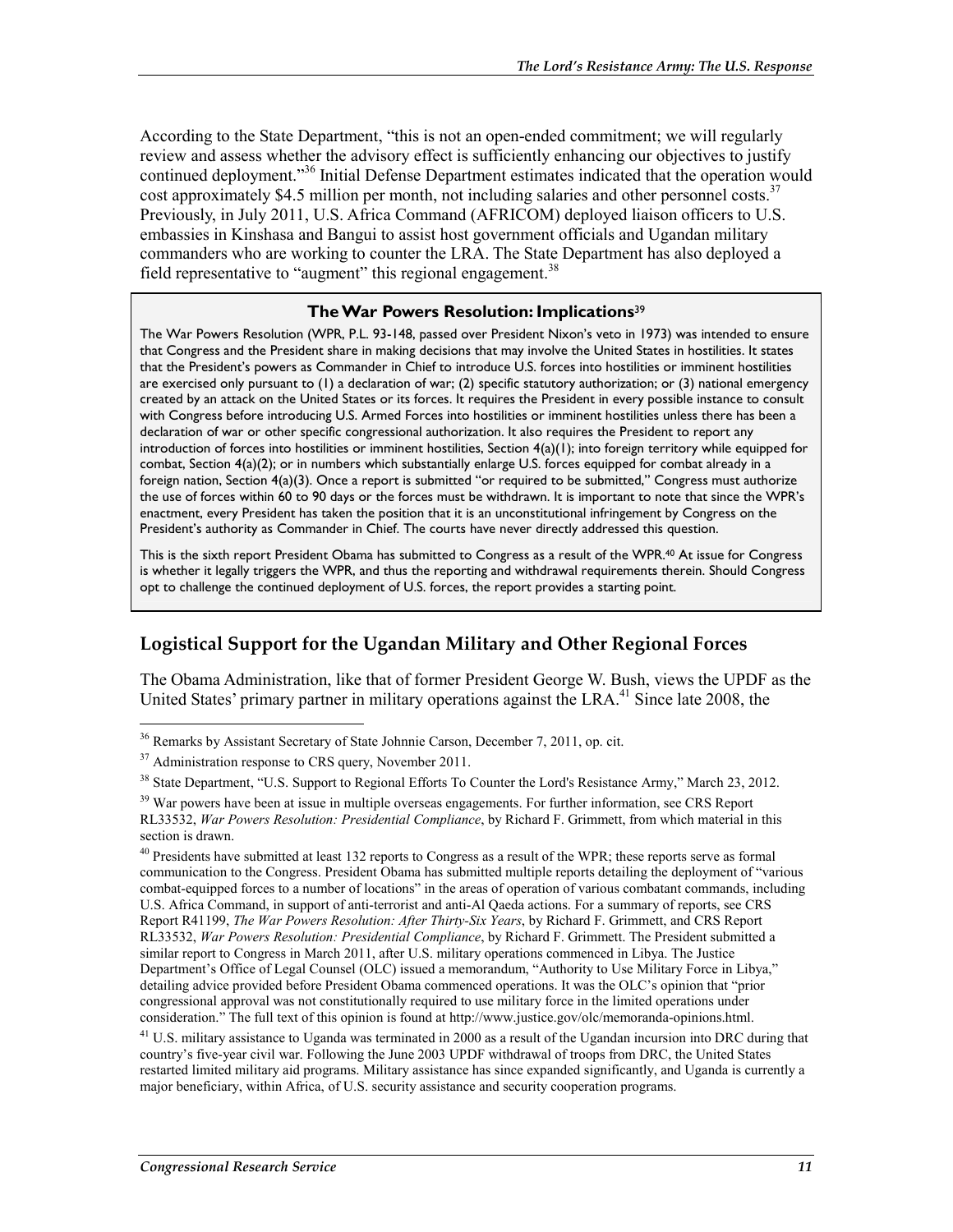According to the State Department, "this is not an open-ended commitment; we will regularly review and assess whether the advisory effect is sufficiently enhancing our objectives to justify continued deployment."[36] Initial Defense Department estimates indicated that the operation would cost approximately $4.5 million per month, not including salaries and other personnel costs.[37] Previously, in July 2011, U.S. Africa Command (AFRICOM) deployed liaison officers to U.S. embassies in Kinshasa and Bangui to assist host government officials and Ugandan military commanders who are working to counter the LRA. The State Department has also deployed a field representative to "augment" this regional engagement.[38]

> **The War Powers Resolution: Implications**[39]
>
> The War Powers Resolution (WPR, P.L. 93-148, passed over President Nixon's veto in 1973) was intended to ensure that Congress and the President share in making decisions that may involve the United States in hostilities. It states that the President's powers as Commander in Chief to introduce U.S. forces into hostilities or imminent hostilities are exercised only pursuant to (1) a declaration of war; (2) specific statutory authorization; or (3) national emergency created by an attack on the United States or its forces. It requires the President in every possible instance to consult with Congress before introducing U.S. Armed Forces into hostilities or imminent hostilities unless there has been a declaration of war or other specific congressional authorization. It also requires the President to report any introduction of forces into hostilities or imminent hostilities, Section 4(a)(1); into foreign territory while equipped for combat, Section 4(a)(2); or in numbers which substantially enlarge U.S. forces equipped for combat already in a foreign nation, Section 4(a)(3). Once a report is submitted "or required to be submitted," Congress must authorize the use of forces within 60 to 90 days or the forces must be withdrawn. It is important to note that since the WPR's enactment, every President has taken the position that it is an unconstitutional infringement by Congress on the President's authority as Commander in Chief. The courts have never directly addressed this question.
>
> This is the sixth report President Obama has submitted to Congress as a result of the WPR.[40] At issue for Congress is whether it legally triggers the WPR, and thus the reporting and withdrawal requirements therein. Should Congress opt to challenge the continued deployment of U.S. forces, the report provides a starting point.

## Logistical Support for the Ugandan Military and Other Regional Forces

The Obama Administration, like that of former President George W. Bush, views the UPDF as the United States' primary partner in military operations against the LRA.[41] Since late 2008, the

---

[36] Remarks by Assistant Secretary of State Johnnie Carson, December 7, 2011, op. cit.

[37] Administration response to CRS query, November 2011.

[38] State Department, "U.S. Support to Regional Efforts To Counter the Lord's Resistance Army," March 23, 2012.

[39] War powers have been at issue in multiple overseas engagements. For further information, see CRS Report RL33532, *War Powers Resolution: Presidential Compliance*, by Richard F. Grimmett, from which material in this section is drawn.

[40] Presidents have submitted at least 132 reports to Congress as a result of the WPR; these reports serve as formal communication to the Congress. President Obama has submitted multiple reports detailing the deployment of "various combat-equipped forces to a number of locations" in the areas of operation of various combatant commands, including U.S. Africa Command, in support of anti-terrorist and anti-Al Qaeda actions. For a summary of reports, see CRS Report R41199, *The War Powers Resolution: After Thirty-Six Years*, by Richard F. Grimmett, and CRS Report RL33532, *War Powers Resolution: Presidential Compliance*, by Richard F. Grimmett. The President submitted a similar report to Congress in March 2011, after U.S. military operations commenced in Libya. The Justice Department's Office of Legal Counsel (OLC) issued a memorandum, "Authority to Use Military Force in Libya," detailing advice provided before President Obama commenced operations. It was the OLC's opinion that "prior congressional approval was not constitutionally required to use military force in the limited operations under consideration." The full text of this opinion is found at http://www.justice.gov/olc/memoranda-opinions.html.

[41] U.S. military assistance to Uganda was terminated in 2000 as a result of the Ugandan incursion into DRC during that country's five-year civil war. Following the June 2003 UPDF withdrawal of troops from DRC, the United States restarted limited military aid programs. Military assistance has since expanded significantly, and Uganda is currently a major beneficiary, within Africa, of U.S. security assistance and security cooperation programs.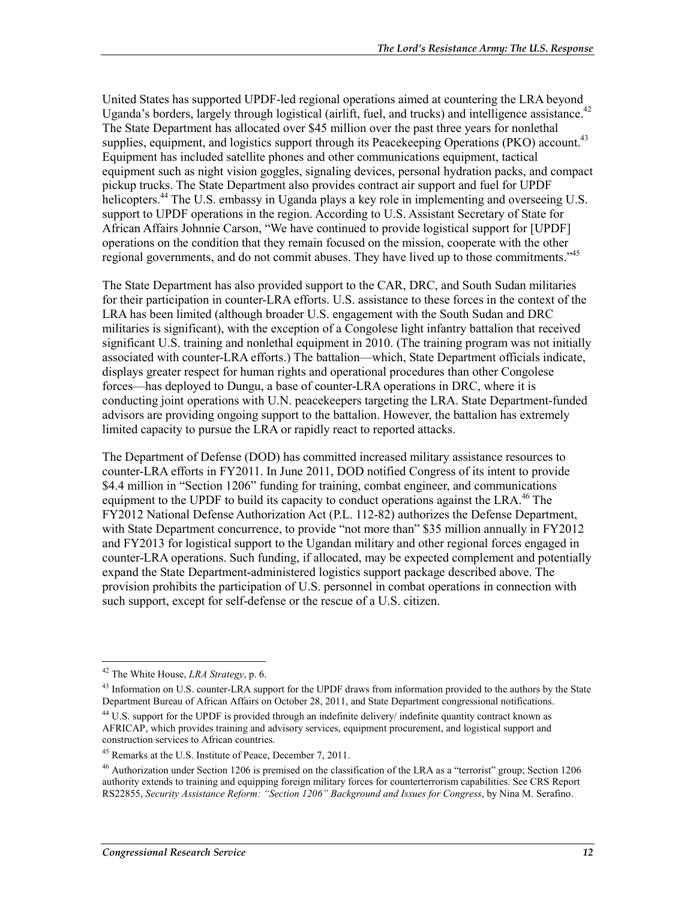United States has supported UPDF-led regional operations aimed at countering the LRA beyond Uganda's borders, largely through logistical (airlift, fuel, and trucks) and intelligence assistance.[42] The State Department has allocated over $45 million over the past three years for nonlethal supplies, equipment, and logistics support through its Peacekeeping Operations (PKO) account.[43] Equipment has included satellite phones and other communications equipment, tactical equipment such as night vision goggles, signaling devices, personal hydration packs, and compact pickup trucks. The State Department also provides contract air support and fuel for UPDF helicopters.[44] The U.S. embassy in Uganda plays a key role in implementing and overseeing U.S. support to UPDF operations in the region. According to U.S. Assistant Secretary of State for African Affairs Johnnie Carson, "We have continued to provide logistical support for [UPDF] operations on the condition that they remain focused on the mission, cooperate with the other regional governments, and do not commit abuses. They have lived up to those commitments."[45]

The State Department has also provided support to the CAR, DRC, and South Sudan militaries for their participation in counter-LRA efforts. U.S. assistance to these forces in the context of the LRA has been limited (although broader U.S. engagement with the South Sudan and DRC militaries is significant), with the exception of a Congolese light infantry battalion that received significant U.S. training and nonlethal equipment in 2010. (The training program was not initially associated with counter-LRA efforts.) The battalion—which, State Department officials indicate, displays greater respect for human rights and operational procedures than other Congolese forces—has deployed to Dungu, a base of counter-LRA operations in DRC, where it is conducting joint operations with U.N. peacekeepers targeting the LRA. State Department-funded advisors are providing ongoing support to the battalion. However, the battalion has extremely limited capacity to pursue the LRA or rapidly react to reported attacks.

The Department of Defense (DOD) has committed increased military assistance resources to counter-LRA efforts in FY2011. In June 2011, DOD notified Congress of its intent to provide $4.4 million in "Section 1206" funding for training, combat engineer, and communications equipment to the UPDF to build its capacity to conduct operations against the LRA.[46] The FY2012 National Defense Authorization Act (P.L. 112-82) authorizes the Defense Department, with State Department concurrence, to provide "not more than" $35 million annually in FY2012 and FY2013 for logistical support to the Ugandan military and other regional forces engaged in counter-LRA operations. Such funding, if allocated, may be expected complement and potentially expand the State Department-administered logistics support package described above. The provision prohibits the participation of U.S. personnel in combat operations in connection with such support, except for self-defense or the rescue of a U.S. citizen.

---

[42] The White House, *LRA Strategy*, p. 6.

[43] Information on U.S. counter-LRA support for the UPDF draws from information provided to the authors by the State Department Bureau of African Affairs on October 28, 2011, and State Department congressional notifications.

[44] U.S. support for the UPDF is provided through an indefinite delivery/ indefinite quantity contract known as AFRICAP, which provides training and advisory services, equipment procurement, and logistical support and construction services to African countries.

[45] Remarks at the U.S. Institute of Peace, December 7, 2011.

[46] Authorization under Section 1206 is premised on the classification of the LRA as a "terrorist" group; Section 1206 authority extends to training and equipping foreign military forces for counterterrorism capabilities. See CRS Report RS22855, *Security Assistance Reform: "Section 1206" Background and Issues for Congress*, by Nina M. Serafino.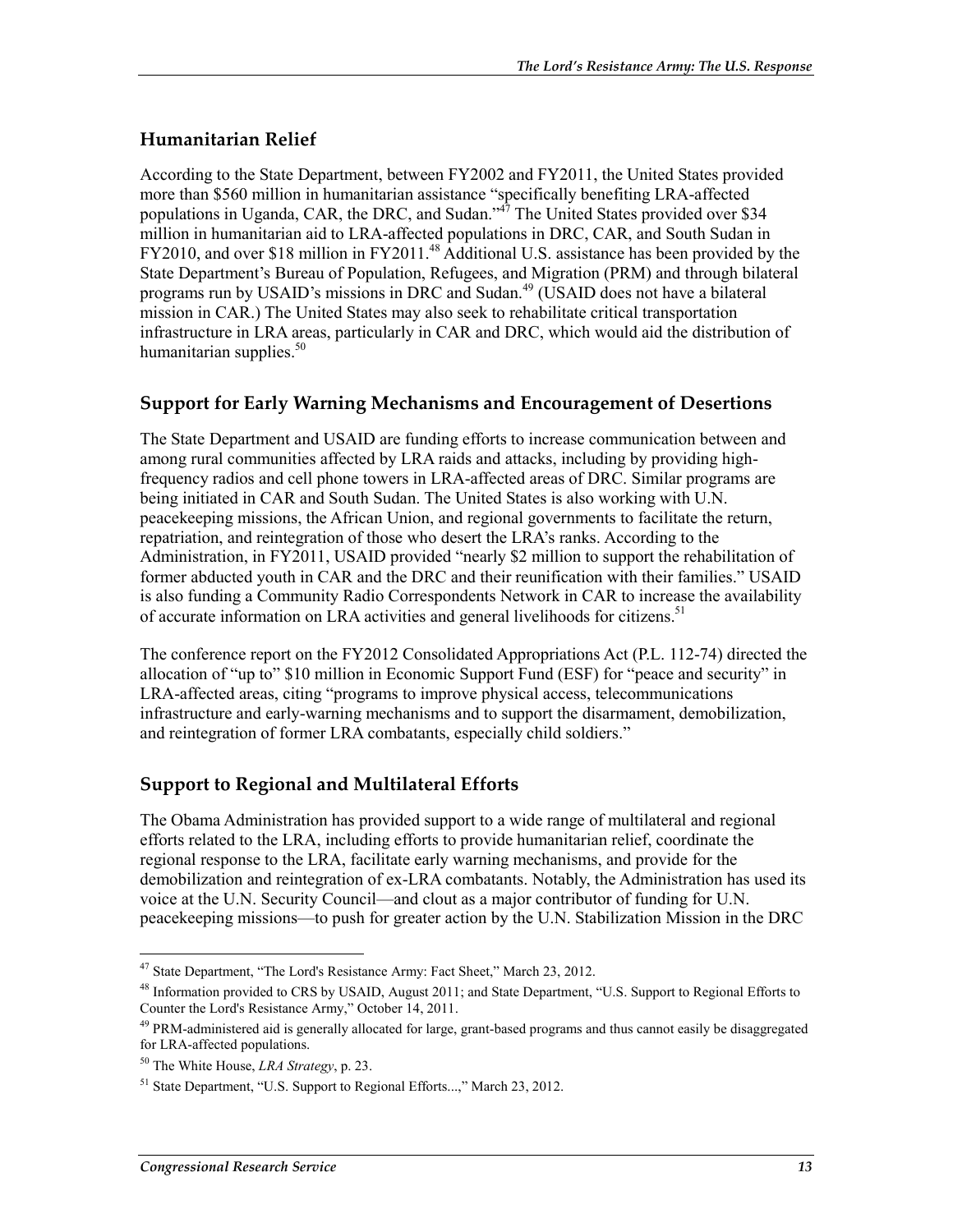## Humanitarian Relief

According to the State Department, between FY2002 and FY2011, the United States provided more than \$560 million in humanitarian assistance "specifically benefiting LRA-affected populations in Uganda, CAR, the DRC, and Sudan."[47] The United States provided over \$34 million in humanitarian aid to LRA-affected populations in DRC, CAR, and South Sudan in FY2010, and over \$18 million in FY2011.[48] Additional U.S. assistance has been provided by the State Department's Bureau of Population, Refugees, and Migration (PRM) and through bilateral programs run by USAID's missions in DRC and Sudan.[49] (USAID does not have a bilateral mission in CAR.) The United States may also seek to rehabilitate critical transportation infrastructure in LRA areas, particularly in CAR and DRC, which would aid the distribution of humanitarian supplies.[50]

## Support for Early Warning Mechanisms and Encouragement of Desertions

The State Department and USAID are funding efforts to increase communication between and among rural communities affected by LRA raids and attacks, including by providing high-frequency radios and cell phone towers in LRA-affected areas of DRC. Similar programs are being initiated in CAR and South Sudan. The United States is also working with U.N. peacekeeping missions, the African Union, and regional governments to facilitate the return, repatriation, and reintegration of those who desert the LRA's ranks. According to the Administration, in FY2011, USAID provided "nearly \$2 million to support the rehabilitation of former abducted youth in CAR and the DRC and their reunification with their families." USAID is also funding a Community Radio Correspondents Network in CAR to increase the availability of accurate information on LRA activities and general livelihoods for citizens.[51]

The conference report on the FY2012 Consolidated Appropriations Act (P.L. 112-74) directed the allocation of "up to" \$10 million in Economic Support Fund (ESF) for "peace and security" in LRA-affected areas, citing "programs to improve physical access, telecommunications infrastructure and early-warning mechanisms and to support the disarmament, demobilization, and reintegration of former LRA combatants, especially child soldiers."

## Support to Regional and Multilateral Efforts

The Obama Administration has provided support to a wide range of multilateral and regional efforts related to the LRA, including efforts to provide humanitarian relief, coordinate the regional response to the LRA, facilitate early warning mechanisms, and provide for the demobilization and reintegration of ex-LRA combatants. Notably, the Administration has used its voice at the U.N. Security Council—and clout as a major contributor of funding for U.N. peacekeeping missions—to push for greater action by the U.N. Stabilization Mission in the DRC

---

[47] State Department, "The Lord's Resistance Army: Fact Sheet," March 23, 2012.

[48] Information provided to CRS by USAID, August 2011; and State Department, "U.S. Support to Regional Efforts to Counter the Lord's Resistance Army," October 14, 2011.

[49] PRM-administered aid is generally allocated for large, grant-based programs and thus cannot easily be disaggregated for LRA-affected populations.

[50] The White House, *LRA Strategy*, p. 23.

[51] State Department, "U.S. Support to Regional Efforts...," March 23, 2012.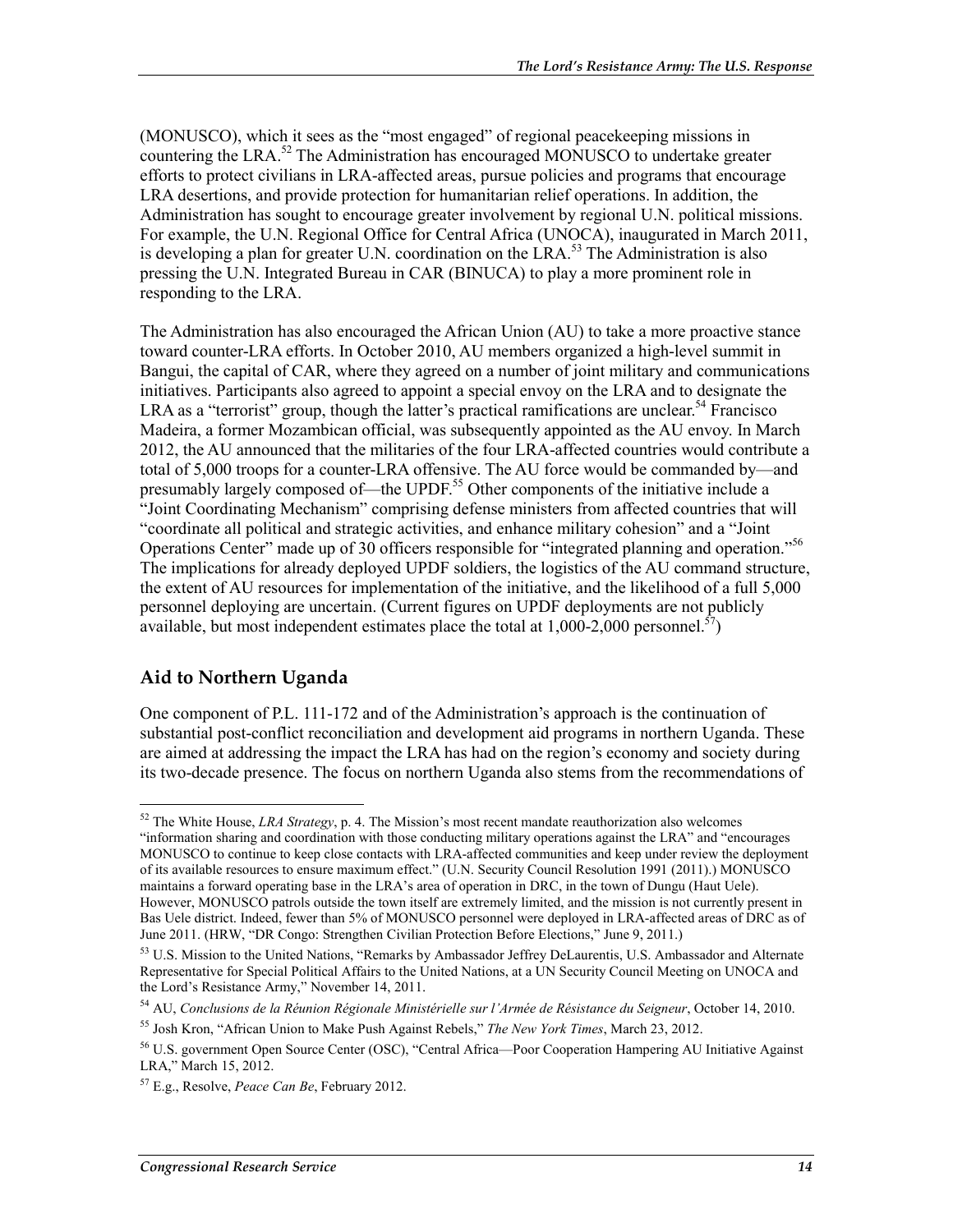(MONUSCO), which it sees as the "most engaged" of regional peacekeeping missions in countering the LRA.[52] The Administration has encouraged MONUSCO to undertake greater efforts to protect civilians in LRA-affected areas, pursue policies and programs that encourage LRA desertions, and provide protection for humanitarian relief operations. In addition, the Administration has sought to encourage greater involvement by regional U.N. political missions. For example, the U.N. Regional Office for Central Africa (UNOCA), inaugurated in March 2011, is developing a plan for greater U.N. coordination on the LRA.[53] The Administration is also pressing the U.N. Integrated Bureau in CAR (BINUCA) to play a more prominent role in responding to the LRA.

The Administration has also encouraged the African Union (AU) to take a more proactive stance toward counter-LRA efforts. In October 2010, AU members organized a high-level summit in Bangui, the capital of CAR, where they agreed on a number of joint military and communications initiatives. Participants also agreed to appoint a special envoy on the LRA and to designate the LRA as a "terrorist" group, though the latter's practical ramifications are unclear.[54] Francisco Madeira, a former Mozambican official, was subsequently appointed as the AU envoy. In March 2012, the AU announced that the militaries of the four LRA-affected countries would contribute a total of 5,000 troops for a counter-LRA offensive. The AU force would be commanded by—and presumably largely composed of—the UPDF.[55] Other components of the initiative include a "Joint Coordinating Mechanism" comprising defense ministers from affected countries that will "coordinate all political and strategic activities, and enhance military cohesion" and a "Joint Operations Center" made up of 30 officers responsible for "integrated planning and operation."[56] The implications for already deployed UPDF soldiers, the logistics of the AU command structure, the extent of AU resources for implementation of the initiative, and the likelihood of a full 5,000 personnel deploying are uncertain. (Current figures on UPDF deployments are not publicly available, but most independent estimates place the total at 1,000-2,000 personnel.[57])

## Aid to Northern Uganda

One component of P.L. 111-172 and of the Administration's approach is the continuation of substantial post-conflict reconciliation and development aid programs in northern Uganda. These are aimed at addressing the impact the LRA has had on the region's economy and society during its two-decade presence. The focus on northern Uganda also stems from the recommendations of

---

[52] The White House, *LRA Strategy*, p. 4. The Mission's most recent mandate reauthorization also welcomes "information sharing and coordination with those conducting military operations against the LRA" and "encourages MONUSCO to continue to keep close contacts with LRA-affected communities and keep under review the deployment of its available resources to ensure maximum effect." (U.N. Security Council Resolution 1991 (2011).) MONUSCO maintains a forward operating base in the LRA's area of operation in DRC, in the town of Dungu (Haut Uele). However, MONUSCO patrols outside the town itself are extremely limited, and the mission is not currently present in Bas Uele district. Indeed, fewer than 5% of MONUSCO personnel were deployed in LRA-affected areas of DRC as of June 2011. (HRW, "DR Congo: Strengthen Civilian Protection Before Elections," June 9, 2011.)

[53] U.S. Mission to the United Nations, "Remarks by Ambassador Jeffrey DeLaurentis, U.S. Ambassador and Alternate Representative for Special Political Affairs to the United Nations, at a UN Security Council Meeting on UNOCA and the Lord's Resistance Army," November 14, 2011.

[54] AU, *Conclusions de la Réunion Régionale Ministérielle sur l'Armée de Résistance du Seigneur*, October 14, 2010.

[55] Josh Kron, "African Union to Make Push Against Rebels," *The New York Times*, March 23, 2012.

[56] U.S. government Open Source Center (OSC), "Central Africa—Poor Cooperation Hampering AU Initiative Against LRA," March 15, 2012.

[57] E.g., Resolve, *Peace Can Be*, February 2012.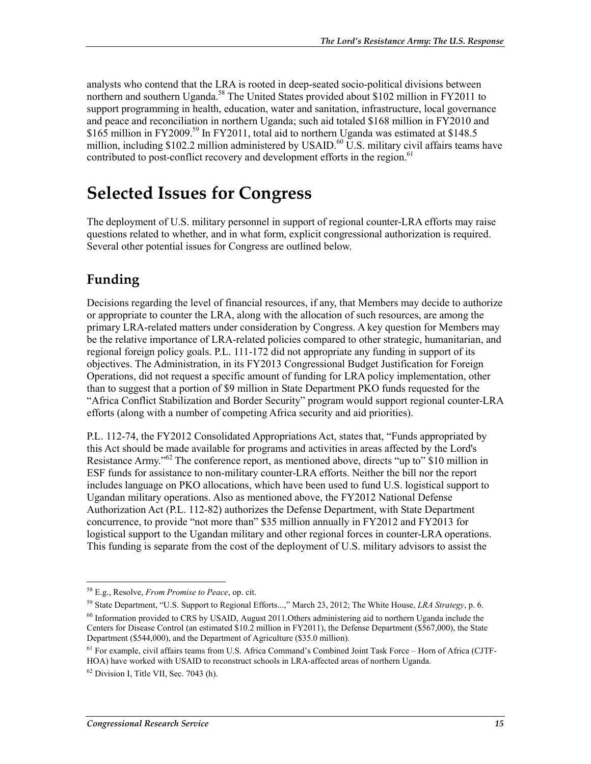analysts who contend that the LRA is rooted in deep-seated socio-political divisions between northern and southern Uganda.[58] The United States provided about $102 million in FY2011 to support programming in health, education, water and sanitation, infrastructure, local governance and peace and reconciliation in northern Uganda; such aid totaled $168 million in FY2010 and $165 million in FY2009.[59] In FY2011, total aid to northern Uganda was estimated at $148.5 million, including $102.2 million administered by USAID.[60] U.S. military civil affairs teams have contributed to post-conflict recovery and development efforts in the region.[61]

# Selected Issues for Congress

The deployment of U.S. military personnel in support of regional counter-LRA efforts may raise questions related to whether, and in what form, explicit congressional authorization is required. Several other potential issues for Congress are outlined below.

## Funding

Decisions regarding the level of financial resources, if any, that Members may decide to authorize or appropriate to counter the LRA, along with the allocation of such resources, are among the primary LRA-related matters under consideration by Congress. A key question for Members may be the relative importance of LRA-related policies compared to other strategic, humanitarian, and regional foreign policy goals. P.L. 111-172 did not appropriate any funding in support of its objectives. The Administration, in its FY2013 Congressional Budget Justification for Foreign Operations, did not request a specific amount of funding for LRA policy implementation, other than to suggest that a portion of $9 million in State Department PKO funds requested for the "Africa Conflict Stabilization and Border Security" program would support regional counter-LRA efforts (along with a number of competing Africa security and aid priorities).

P.L. 112-74, the FY2012 Consolidated Appropriations Act, states that, "Funds appropriated by this Act should be made available for programs and activities in areas affected by the Lord's Resistance Army."[62] The conference report, as mentioned above, directs "up to" $10 million in ESF funds for assistance to non-military counter-LRA efforts. Neither the bill nor the report includes language on PKO allocations, which have been used to fund U.S. logistical support to Ugandan military operations. Also as mentioned above, the FY2012 National Defense Authorization Act (P.L. 112-82) authorizes the Defense Department, with State Department concurrence, to provide "not more than" $35 million annually in FY2012 and FY2013 for logistical support to the Ugandan military and other regional forces in counter-LRA operations. This funding is separate from the cost of the deployment of U.S. military advisors to assist the

---

[58] E.g., Resolve, *From Promise to Peace*, op. cit.

[59] State Department, "U.S. Support to Regional Efforts...," March 23, 2012; The White House, *LRA Strategy*, p. 6.

[60] Information provided to CRS by USAID, August 2011.Others administering aid to northern Uganda include the Centers for Disease Control (an estimated $10.2 million in FY2011), the Defense Department ($567,000), the State Department ($544,000), and the Department of Agriculture ($35.0 million).

[61] For example, civil affairs teams from U.S. Africa Command's Combined Joint Task Force – Horn of Africa (CJTF-HOA) have worked with USAID to reconstruct schools in LRA-affected areas of northern Uganda.

[62] Division I, Title VII, Sec. 7043 (h).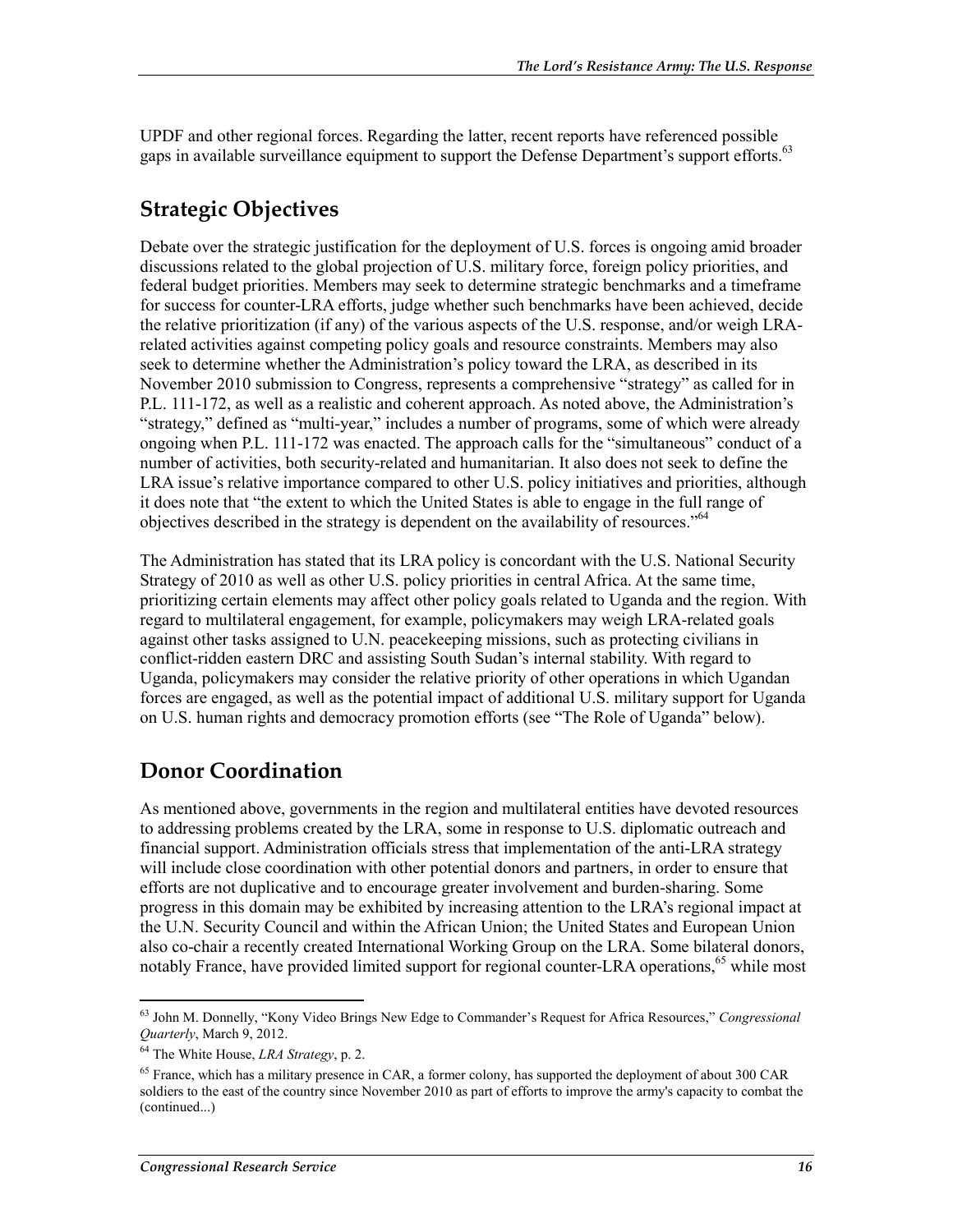UPDF and other regional forces. Regarding the latter, recent reports have referenced possible gaps in available surveillance equipment to support the Defense Department's support efforts.[63]

## Strategic Objectives

Debate over the strategic justification for the deployment of U.S. forces is ongoing amid broader discussions related to the global projection of U.S. military force, foreign policy priorities, and federal budget priorities. Members may seek to determine strategic benchmarks and a timeframe for success for counter-LRA efforts, judge whether such benchmarks have been achieved, decide the relative prioritization (if any) of the various aspects of the U.S. response, and/or weigh LRA-related activities against competing policy goals and resource constraints. Members may also seek to determine whether the Administration's policy toward the LRA, as described in its November 2010 submission to Congress, represents a comprehensive "strategy" as called for in P.L. 111-172, as well as a realistic and coherent approach. As noted above, the Administration's "strategy," defined as "multi-year," includes a number of programs, some of which were already ongoing when P.L. 111-172 was enacted. The approach calls for the "simultaneous" conduct of a number of activities, both security-related and humanitarian. It also does not seek to define the LRA issue's relative importance compared to other U.S. policy initiatives and priorities, although it does note that "the extent to which the United States is able to engage in the full range of objectives described in the strategy is dependent on the availability of resources."[64]

The Administration has stated that its LRA policy is concordant with the U.S. National Security Strategy of 2010 as well as other U.S. policy priorities in central Africa. At the same time, prioritizing certain elements may affect other policy goals related to Uganda and the region. With regard to multilateral engagement, for example, policymakers may weigh LRA-related goals against other tasks assigned to U.N. peacekeeping missions, such as protecting civilians in conflict-ridden eastern DRC and assisting South Sudan's internal stability. With regard to Uganda, policymakers may consider the relative priority of other operations in which Ugandan forces are engaged, as well as the potential impact of additional U.S. military support for Uganda on U.S. human rights and democracy promotion efforts (see "The Role of Uganda" below).

## Donor Coordination

As mentioned above, governments in the region and multilateral entities have devoted resources to addressing problems created by the LRA, some in response to U.S. diplomatic outreach and financial support. Administration officials stress that implementation of the anti-LRA strategy will include close coordination with other potential donors and partners, in order to ensure that efforts are not duplicative and to encourage greater involvement and burden-sharing. Some progress in this domain may be exhibited by increasing attention to the LRA's regional impact at the U.N. Security Council and within the African Union; the United States and European Union also co-chair a recently created International Working Group on the LRA. Some bilateral donors, notably France, have provided limited support for regional counter-LRA operations,[65] while most

---

[63] John M. Donnelly, "Kony Video Brings New Edge to Commander's Request for Africa Resources," *Congressional Quarterly*, March 9, 2012.

[64] The White House, *LRA Strategy*, p. 2.

[65] France, which has a military presence in CAR, a former colony, has supported the deployment of about 300 CAR soldiers to the east of the country since November 2010 as part of efforts to improve the army's capacity to combat the (continued...)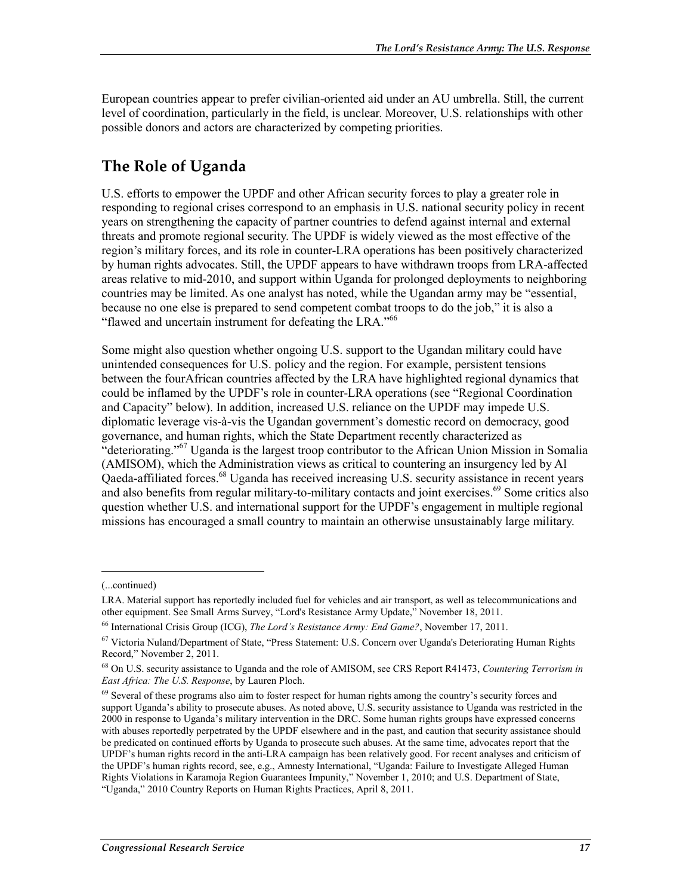European countries appear to prefer civilian-oriented aid under an AU umbrella. Still, the current level of coordination, particularly in the field, is unclear. Moreover, U.S. relationships with other possible donors and actors are characterized by competing priorities.

## The Role of Uganda

U.S. efforts to empower the UPDF and other African security forces to play a greater role in responding to regional crises correspond to an emphasis in U.S. national security policy in recent years on strengthening the capacity of partner countries to defend against internal and external threats and promote regional security. The UPDF is widely viewed as the most effective of the region's military forces, and its role in counter-LRA operations has been positively characterized by human rights advocates. Still, the UPDF appears to have withdrawn troops from LRA-affected areas relative to mid-2010, and support within Uganda for prolonged deployments to neighboring countries may be limited. As one analyst has noted, while the Ugandan army may be "essential, because no one else is prepared to send competent combat troops to do the job," it is also a "flawed and uncertain instrument for defeating the LRA."[66]

Some might also question whether ongoing U.S. support to the Ugandan military could have unintended consequences for U.S. policy and the region. For example, persistent tensions between the fourAfrican countries affected by the LRA have highlighted regional dynamics that could be inflamed by the UPDF's role in counter-LRA operations (see "Regional Coordination and Capacity" below). In addition, increased U.S. reliance on the UPDF may impede U.S. diplomatic leverage vis-à-vis the Ugandan government's domestic record on democracy, good governance, and human rights, which the State Department recently characterized as "deteriorating."[67] Uganda is the largest troop contributor to the African Union Mission in Somalia (AMISOM), which the Administration views as critical to countering an insurgency led by Al Qaeda-affiliated forces.[68] Uganda has received increasing U.S. security assistance in recent years and also benefits from regular military-to-military contacts and joint exercises.[69] Some critics also question whether U.S. and international support for the UPDF's engagement in multiple regional missions has encouraged a small country to maintain an otherwise unsustainably large military.

---

(...continued)

LRA. Material support has reportedly included fuel for vehicles and air transport, as well as telecommunications and other equipment. See Small Arms Survey, "Lord's Resistance Army Update," November 18, 2011.

[66] International Crisis Group (ICG), *The Lord's Resistance Army: End Game?*, November 17, 2011.

[67] Victoria Nuland/Department of State, "Press Statement: U.S. Concern over Uganda's Deteriorating Human Rights Record," November 2, 2011.

[68] On U.S. security assistance to Uganda and the role of AMISOM, see CRS Report R41473, *Countering Terrorism in East Africa: The U.S. Response*, by Lauren Ploch.

[69] Several of these programs also aim to foster respect for human rights among the country's security forces and support Uganda's ability to prosecute abuses. As noted above, U.S. security assistance to Uganda was restricted in the 2000 in response to Uganda's military intervention in the DRC. Some human rights groups have expressed concerns with abuses reportedly perpetrated by the UPDF elsewhere and in the past, and caution that security assistance should be predicated on continued efforts by Uganda to prosecute such abuses. At the same time, advocates report that the UPDF's human rights record in the anti-LRA campaign has been relatively good. For recent analyses and criticism of the UPDF's human rights record, see, e.g., Amnesty International, "Uganda: Failure to Investigate Alleged Human Rights Violations in Karamoja Region Guarantees Impunity," November 1, 2010; and U.S. Department of State, "Uganda," 2010 Country Reports on Human Rights Practices, April 8, 2011.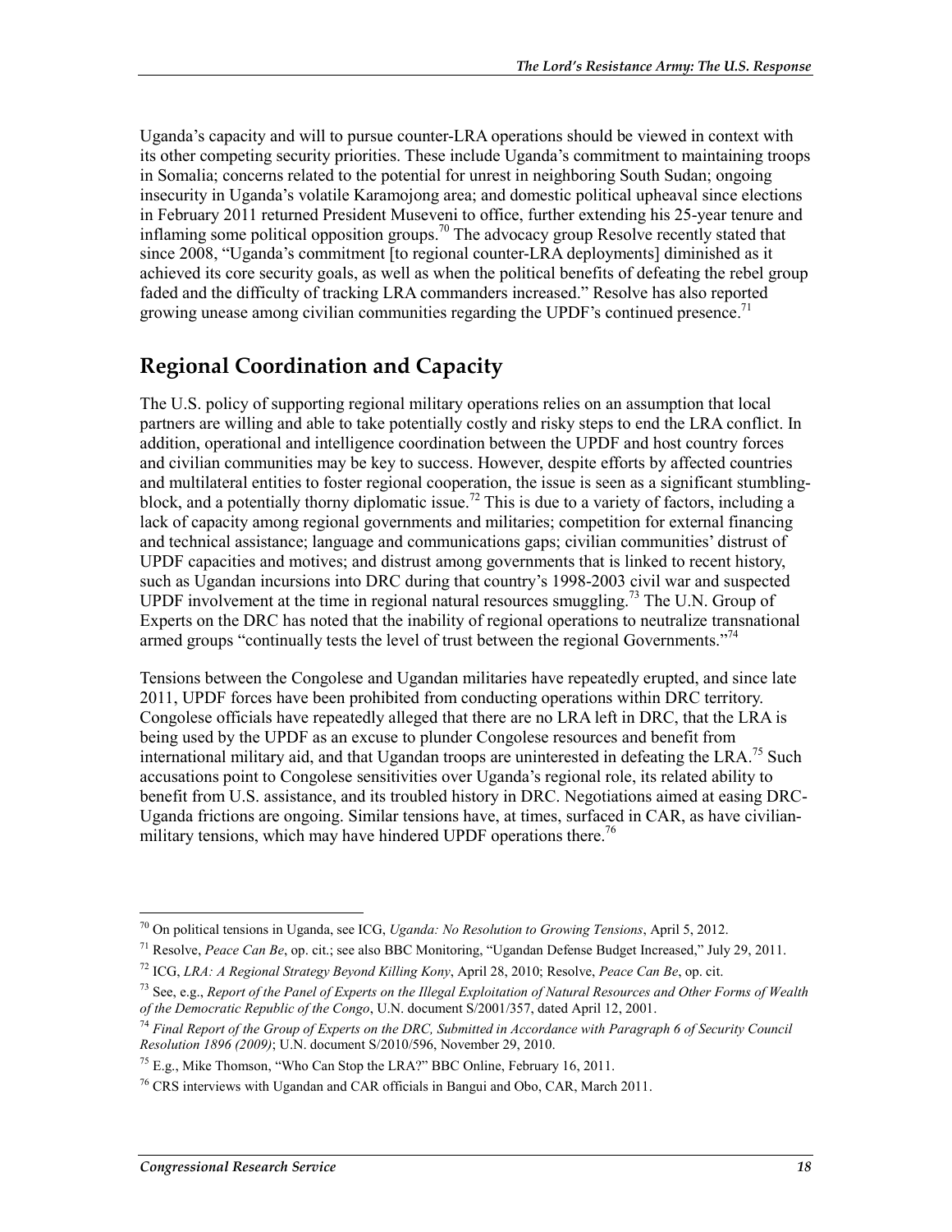Uganda's capacity and will to pursue counter-LRA operations should be viewed in context with its other competing security priorities. These include Uganda's commitment to maintaining troops in Somalia; concerns related to the potential for unrest in neighboring South Sudan; ongoing insecurity in Uganda's volatile Karamojong area; and domestic political upheaval since elections in February 2011 returned President Museveni to office, further extending his 25-year tenure and inflaming some political opposition groups.[70] The advocacy group Resolve recently stated that since 2008, "Uganda's commitment [to regional counter-LRA deployments] diminished as it achieved its core security goals, as well as when the political benefits of defeating the rebel group faded and the difficulty of tracking LRA commanders increased." Resolve has also reported growing unease among civilian communities regarding the UPDF's continued presence.[71]

## Regional Coordination and Capacity

The U.S. policy of supporting regional military operations relies on an assumption that local partners are willing and able to take potentially costly and risky steps to end the LRA conflict. In addition, operational and intelligence coordination between the UPDF and host country forces and civilian communities may be key to success. However, despite efforts by affected countries and multilateral entities to foster regional cooperation, the issue is seen as a significant stumbling-block, and a potentially thorny diplomatic issue.[72] This is due to a variety of factors, including a lack of capacity among regional governments and militaries; competition for external financing and technical assistance; language and communications gaps; civilian communities' distrust of UPDF capacities and motives; and distrust among governments that is linked to recent history, such as Ugandan incursions into DRC during that country's 1998-2003 civil war and suspected UPDF involvement at the time in regional natural resources smuggling.[73] The U.N. Group of Experts on the DRC has noted that the inability of regional operations to neutralize transnational armed groups "continually tests the level of trust between the regional Governments."[74]

Tensions between the Congolese and Ugandan militaries have repeatedly erupted, and since late 2011, UPDF forces have been prohibited from conducting operations within DRC territory. Congolese officials have repeatedly alleged that there are no LRA left in DRC, that the LRA is being used by the UPDF as an excuse to plunder Congolese resources and benefit from international military aid, and that Ugandan troops are uninterested in defeating the LRA.[75] Such accusations point to Congolese sensitivities over Uganda's regional role, its related ability to benefit from U.S. assistance, and its troubled history in DRC. Negotiations aimed at easing DRC-Uganda frictions are ongoing. Similar tensions have, at times, surfaced in CAR, as have civilian-military tensions, which may have hindered UPDF operations there.[76]

---

[70] On political tensions in Uganda, see ICG, *Uganda: No Resolution to Growing Tensions*, April 5, 2012.

[71] Resolve, *Peace Can Be*, op. cit.; see also BBC Monitoring, "Ugandan Defense Budget Increased," July 29, 2011.

[72] ICG, *LRA: A Regional Strategy Beyond Killing Kony*, April 28, 2010; Resolve, *Peace Can Be*, op. cit.

[73] See, e.g., *Report of the Panel of Experts on the Illegal Exploitation of Natural Resources and Other Forms of Wealth of the Democratic Republic of the Congo*, U.N. document S/2001/357, dated April 12, 2001.

[74] *Final Report of the Group of Experts on the DRC, Submitted in Accordance with Paragraph 6 of Security Council Resolution 1896 (2009)*; U.N. document S/2010/596, November 29, 2010.

[75] E.g., Mike Thomson, "Who Can Stop the LRA?" BBC Online, February 16, 2011.

[76] CRS interviews with Ugandan and CAR officials in Bangui and Obo, CAR, March 2011.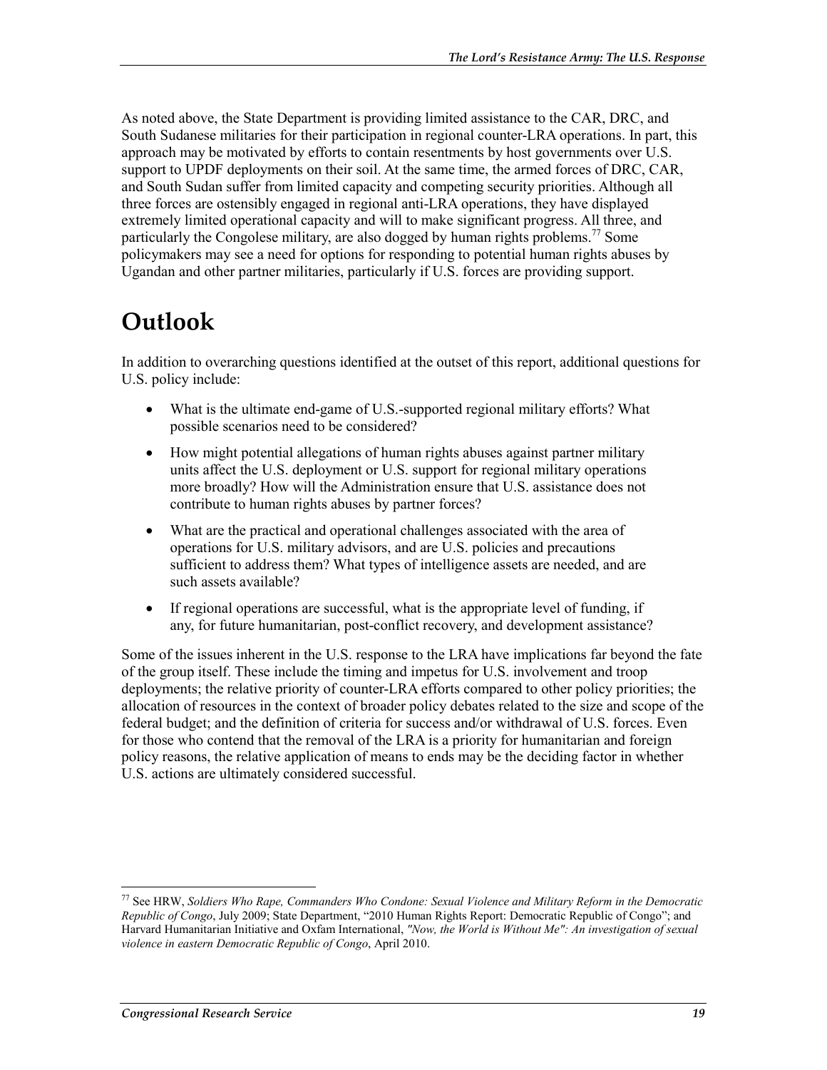As noted above, the State Department is providing limited assistance to the CAR, DRC, and South Sudanese militaries for their participation in regional counter-LRA operations. In part, this approach may be motivated by efforts to contain resentments by host governments over U.S. support to UPDF deployments on their soil. At the same time, the armed forces of DRC, CAR, and South Sudan suffer from limited capacity and competing security priorities. Although all three forces are ostensibly engaged in regional anti-LRA operations, they have displayed extremely limited operational capacity and will to make significant progress. All three, and particularly the Congolese military, are also dogged by human rights problems.[77] Some policymakers may see a need for options for responding to potential human rights abuses by Ugandan and other partner militaries, particularly if U.S. forces are providing support.

# Outlook

In addition to overarching questions identified at the outset of this report, additional questions for U.S. policy include:

- What is the ultimate end-game of U.S.-supported regional military efforts? What possible scenarios need to be considered?
- How might potential allegations of human rights abuses against partner military units affect the U.S. deployment or U.S. support for regional military operations more broadly? How will the Administration ensure that U.S. assistance does not contribute to human rights abuses by partner forces?
- What are the practical and operational challenges associated with the area of operations for U.S. military advisors, and are U.S. policies and precautions sufficient to address them? What types of intelligence assets are needed, and are such assets available?
- If regional operations are successful, what is the appropriate level of funding, if any, for future humanitarian, post-conflict recovery, and development assistance?

Some of the issues inherent in the U.S. response to the LRA have implications far beyond the fate of the group itself. These include the timing and impetus for U.S. involvement and troop deployments; the relative priority of counter-LRA efforts compared to other policy priorities; the allocation of resources in the context of broader policy debates related to the size and scope of the federal budget; and the definition of criteria for success and/or withdrawal of U.S. forces. Even for those who contend that the removal of the LRA is a priority for humanitarian and foreign policy reasons, the relative application of means to ends may be the deciding factor in whether U.S. actions are ultimately considered successful.

---

[77] See HRW, *Soldiers Who Rape, Commanders Who Condone: Sexual Violence and Military Reform in the Democratic Republic of Congo*, July 2009; State Department, "2010 Human Rights Report: Democratic Republic of Congo"; and Harvard Humanitarian Initiative and Oxfam International, *"Now, the World is Without Me": An investigation of sexual violence in eastern Democratic Republic of Congo*, April 2010.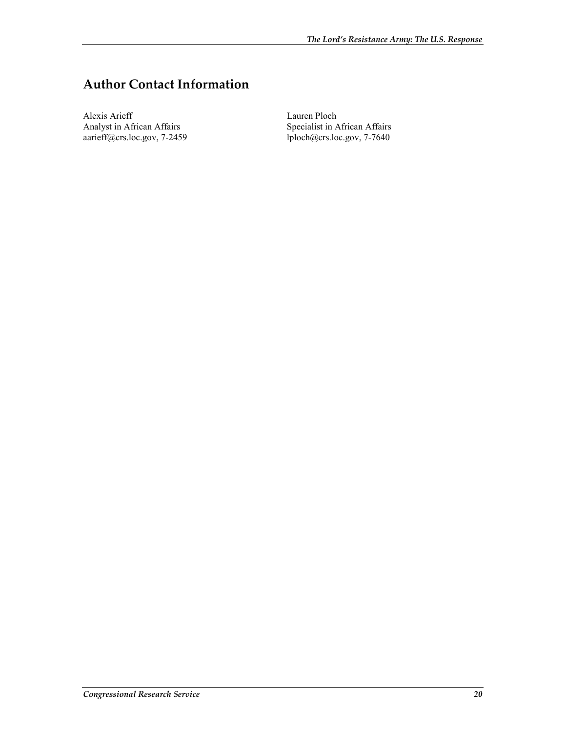## Author Contact Information

Alexis Arieff
Analyst in African Affairs
aarieff@crs.loc.gov, 7-2459

Lauren Ploch
Specialist in African Affairs
lploch@crs.loc.gov, 7-7640